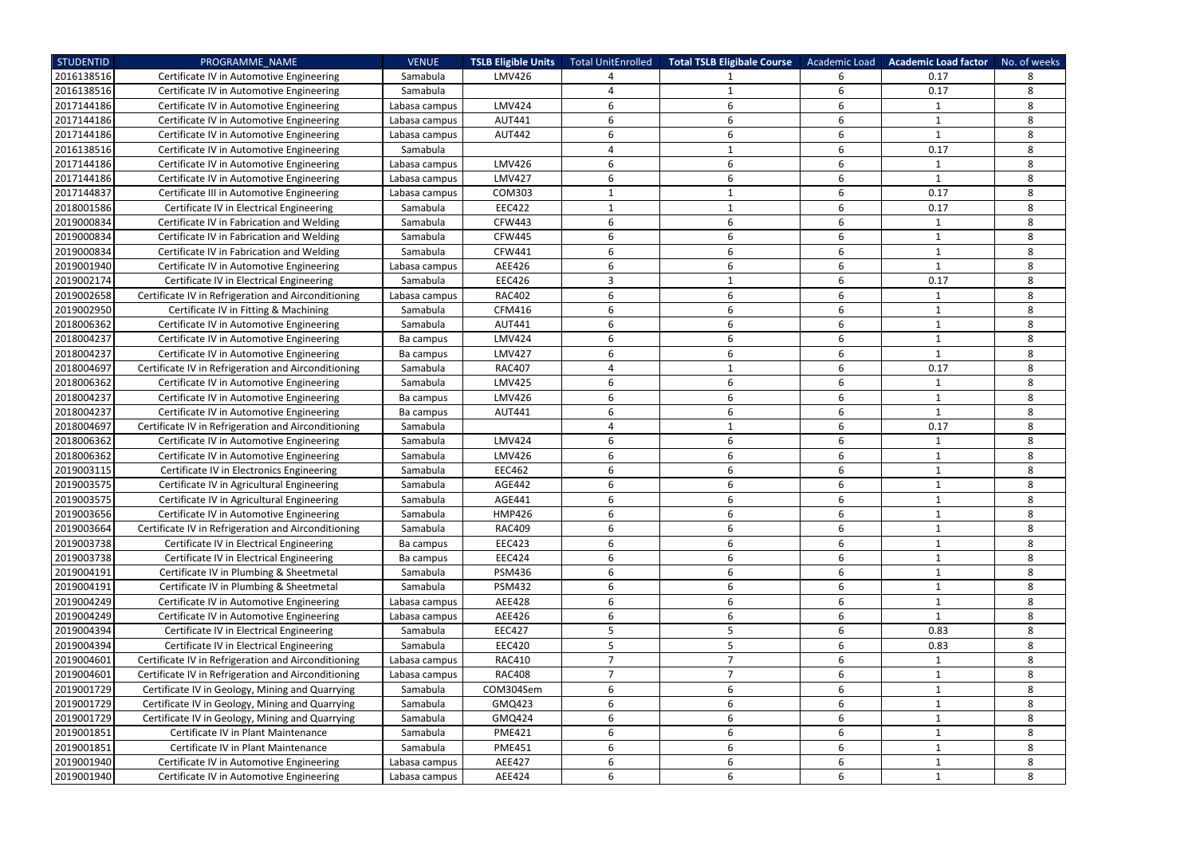| STUDENTID | PROGRAMME_NAME | VENUE | TSLB Eligible Units | Total UnitEnrolled | Total TSLB Eligibale Course | Academic Load | Academic Load factor | No. of weeks |
|---|---|---|---|---|---|---|---|---|
| 2016138516 | Certificate IV in Automotive Engineering | Samabula | LMV426 | 4 | 1 | 6 | 0.17 | 8 |
| 2016138516 | Certificate IV in Automotive Engineering | Samabula | | 4 | 1 | 6 | 0.17 | 8 |
| 2017144186 | Certificate IV in Automotive Engineering | Labasa campus | LMV424 | 6 | 6 | 6 | 1 | 8 |
| 2017144186 | Certificate IV in Automotive Engineering | Labasa campus | AUT441 | 6 | 6 | 6 | 1 | 8 |
| 2017144186 | Certificate IV in Automotive Engineering | Labasa campus | AUT442 | 6 | 6 | 6 | 1 | 8 |
| 2016138516 | Certificate IV in Automotive Engineering | Samabula | | 4 | 1 | 6 | 0.17 | 8 |
| 2017144186 | Certificate IV in Automotive Engineering | Labasa campus | LMV426 | 6 | 6 | 6 | 1 | 8 |
| 2017144186 | Certificate IV in Automotive Engineering | Labasa campus | LMV427 | 6 | 6 | 6 | 1 | 8 |
| 2017144837 | Certificate III in Automotive Engineering | Labasa campus | COM303 | 1 | 1 | 6 | 0.17 | 8 |
| 2018001586 | Certificate IV in Electrical Engineering | Samabula | EEC422 | 1 | 1 | 6 | 0.17 | 8 |
| 2019000834 | Certificate IV in Fabrication and Welding | Samabula | CFW443 | 6 | 6 | 6 | 1 | 8 |
| 2019000834 | Certificate IV in Fabrication and Welding | Samabula | CFW445 | 6 | 6 | 6 | 1 | 8 |
| 2019000834 | Certificate IV in Fabrication and Welding | Samabula | CFW441 | 6 | 6 | 6 | 1 | 8 |
| 2019001940 | Certificate IV in Automotive Engineering | Labasa campus | AEE426 | 6 | 6 | 6 | 1 | 8 |
| 2019002174 | Certificate IV in Electrical Engineering | Samabula | EEC426 | 3 | 1 | 6 | 0.17 | 8 |
| 2019002658 | Certificate IV in Refrigeration and Airconditioning | Labasa campus | RAC402 | 6 | 6 | 6 | 1 | 8 |
| 2019002950 | Certificate IV in Fitting & Machining | Samabula | CFM416 | 6 | 6 | 6 | 1 | 8 |
| 2018006362 | Certificate IV in Automotive Engineering | Samabula | AUT441 | 6 | 6 | 6 | 1 | 8 |
| 2018004237 | Certificate IV in Automotive Engineering | Ba campus | LMV424 | 6 | 6 | 6 | 1 | 8 |
| 2018004237 | Certificate IV in Automotive Engineering | Ba campus | LMV427 | 6 | 6 | 6 | 1 | 8 |
| 2018004697 | Certificate IV in Refrigeration and Airconditioning | Samabula | RAC407 | 4 | 1 | 6 | 0.17 | 8 |
| 2018006362 | Certificate IV in Automotive Engineering | Samabula | LMV425 | 6 | 6 | 6 | 1 | 8 |
| 2018004237 | Certificate IV in Automotive Engineering | Ba campus | LMV426 | 6 | 6 | 6 | 1 | 8 |
| 2018004237 | Certificate IV in Automotive Engineering | Ba campus | AUT441 | 6 | 6 | 6 | 1 | 8 |
| 2018004697 | Certificate IV in Refrigeration and Airconditioning | Samabula | | 4 | 1 | 6 | 0.17 | 8 |
| 2018006362 | Certificate IV in Automotive Engineering | Samabula | LMV424 | 6 | 6 | 6 | 1 | 8 |
| 2018006362 | Certificate IV in Automotive Engineering | Samabula | LMV426 | 6 | 6 | 6 | 1 | 8 |
| 2019003115 | Certificate IV in Electronics Engineering | Samabula | EEC462 | 6 | 6 | 6 | 1 | 8 |
| 2019003575 | Certificate IV in Agricultural Engineering | Samabula | AGE442 | 6 | 6 | 6 | 1 | 8 |
| 2019003575 | Certificate IV in Agricultural Engineering | Samabula | AGE441 | 6 | 6 | 6 | 1 | 8 |
| 2019003656 | Certificate IV in Automotive Engineering | Samabula | HMP426 | 6 | 6 | 6 | 1 | 8 |
| 2019003664 | Certificate IV in Refrigeration and Airconditioning | Samabula | RAC409 | 6 | 6 | 6 | 1 | 8 |
| 2019003738 | Certificate IV in Electrical Engineering | Ba campus | EEC423 | 6 | 6 | 6 | 1 | 8 |
| 2019003738 | Certificate IV in Electrical Engineering | Ba campus | EEC424 | 6 | 6 | 6 | 1 | 8 |
| 2019004191 | Certificate IV in Plumbing & Sheetmetal | Samabula | PSM436 | 6 | 6 | 6 | 1 | 8 |
| 2019004191 | Certificate IV in Plumbing & Sheetmetal | Samabula | PSM432 | 6 | 6 | 6 | 1 | 8 |
| 2019004249 | Certificate IV in Automotive Engineering | Labasa campus | AEE428 | 6 | 6 | 6 | 1 | 8 |
| 2019004249 | Certificate IV in Automotive Engineering | Labasa campus | AEE426 | 6 | 6 | 6 | 1 | 8 |
| 2019004394 | Certificate IV in Electrical Engineering | Samabula | EEC427 | 5 | 5 | 6 | 0.83 | 8 |
| 2019004394 | Certificate IV in Electrical Engineering | Samabula | EEC420 | 5 | 5 | 6 | 0.83 | 8 |
| 2019004601 | Certificate IV in Refrigeration and Airconditioning | Labasa campus | RAC410 | 7 | 7 | 6 | 1 | 8 |
| 2019004601 | Certificate IV in Refrigeration and Airconditioning | Labasa campus | RAC408 | 7 | 7 | 6 | 1 | 8 |
| 2019001729 | Certificate IV in Geology, Mining and Quarrying | Samabula | COM304Sem | 6 | 6 | 6 | 1 | 8 |
| 2019001729 | Certificate IV in Geology, Mining and Quarrying | Samabula | GMQ423 | 6 | 6 | 6 | 1 | 8 |
| 2019001729 | Certificate IV in Geology, Mining and Quarrying | Samabula | GMQ424 | 6 | 6 | 6 | 1 | 8 |
| 2019001851 | Certificate IV in Plant Maintenance | Samabula | PME421 | 6 | 6 | 6 | 1 | 8 |
| 2019001851 | Certificate IV in Plant Maintenance | Samabula | PME451 | 6 | 6 | 6 | 1 | 8 |
| 2019001940 | Certificate IV in Automotive Engineering | Labasa campus | AEE427 | 6 | 6 | 6 | 1 | 8 |
| 2019001940 | Certificate IV in Automotive Engineering | Labasa campus | AEE424 | 6 | 6 | 6 | 1 | 8 |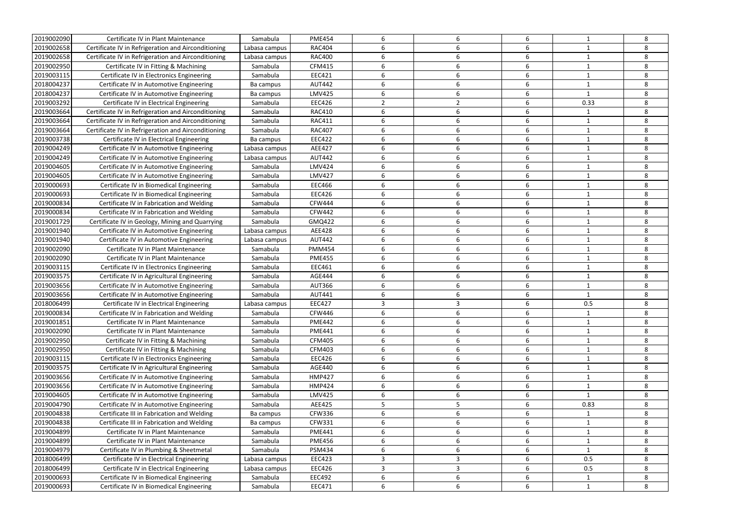| | | | | | | | | |
|---|---|---|---|---|---|---|---|---|
| 2019002090 | Certificate IV in Plant Maintenance | Samabula | PME454 | 6 | 6 | 6 | 1 | 8 |
| 2019002658 | Certificate IV in Refrigeration and Airconditioning | Labasa campus | RAC404 | 6 | 6 | 6 | 1 | 8 |
| 2019002658 | Certificate IV in Refrigeration and Airconditioning | Labasa campus | RAC400 | 6 | 6 | 6 | 1 | 8 |
| 2019002950 | Certificate IV in Fitting & Machining | Samabula | CFM415 | 6 | 6 | 6 | 1 | 8 |
| 2019003115 | Certificate IV in Electronics Engineering | Samabula | EEC421 | 6 | 6 | 6 | 1 | 8 |
| 2018004237 | Certificate IV in Automotive Engineering | Ba campus | AUT442 | 6 | 6 | 6 | 1 | 8 |
| 2018004237 | Certificate IV in Automotive Engineering | Ba campus | LMV425 | 6 | 6 | 6 | 1 | 8 |
| 2019003292 | Certificate IV in Electrical Engineering | Samabula | EEC426 | 2 | 2 | 6 | 0.33 | 8 |
| 2019003664 | Certificate IV in Refrigeration and Airconditioning | Samabula | RAC410 | 6 | 6 | 6 | 1 | 8 |
| 2019003664 | Certificate IV in Refrigeration and Airconditioning | Samabula | RAC411 | 6 | 6 | 6 | 1 | 8 |
| 2019003664 | Certificate IV in Refrigeration and Airconditioning | Samabula | RAC407 | 6 | 6 | 6 | 1 | 8 |
| 2019003738 | Certificate IV in Electrical Engineering | Ba campus | EEC422 | 6 | 6 | 6 | 1 | 8 |
| 2019004249 | Certificate IV in Automotive Engineering | Labasa campus | AEE427 | 6 | 6 | 6 | 1 | 8 |
| 2019004249 | Certificate IV in Automotive Engineering | Labasa campus | AUT442 | 6 | 6 | 6 | 1 | 8 |
| 2019004605 | Certificate IV in Automotive Engineering | Samabula | LMV424 | 6 | 6 | 6 | 1 | 8 |
| 2019004605 | Certificate IV in Automotive Engineering | Samabula | LMV427 | 6 | 6 | 6 | 1 | 8 |
| 2019000693 | Certificate IV in Biomedical Engineering | Samabula | EEC466 | 6 | 6 | 6 | 1 | 8 |
| 2019000693 | Certificate IV in Biomedical Engineering | Samabula | EEC426 | 6 | 6 | 6 | 1 | 8 |
| 2019000834 | Certificate IV in Fabrication and Welding | Samabula | CFW444 | 6 | 6 | 6 | 1 | 8 |
| 2019000834 | Certificate IV in Fabrication and Welding | Samabula | CFW442 | 6 | 6 | 6 | 1 | 8 |
| 2019001729 | Certificate IV in Geology, Mining and Quarrying | Samabula | GMQ422 | 6 | 6 | 6 | 1 | 8 |
| 2019001940 | Certificate IV in Automotive Engineering | Labasa campus | AEE428 | 6 | 6 | 6 | 1 | 8 |
| 2019001940 | Certificate IV in Automotive Engineering | Labasa campus | AUT442 | 6 | 6 | 6 | 1 | 8 |
| 2019002090 | Certificate IV in Plant Maintenance | Samabula | PMM454 | 6 | 6 | 6 | 1 | 8 |
| 2019002090 | Certificate IV in Plant Maintenance | Samabula | PME455 | 6 | 6 | 6 | 1 | 8 |
| 2019003115 | Certificate IV in Electronics Engineering | Samabula | EEC461 | 6 | 6 | 6 | 1 | 8 |
| 2019003575 | Certificate IV in Agricultural Engineering | Samabula | AGE444 | 6 | 6 | 6 | 1 | 8 |
| 2019003656 | Certificate IV in Automotive Engineering | Samabula | AUT366 | 6 | 6 | 6 | 1 | 8 |
| 2019003656 | Certificate IV in Automotive Engineering | Samabula | AUT441 | 6 | 6 | 6 | 1 | 8 |
| 2018006499 | Certificate IV in Electrical Engineering | Labasa campus | EEC427 | 3 | 3 | 6 | 0.5 | 8 |
| 2019000834 | Certificate IV in Fabrication and Welding | Samabula | CFW446 | 6 | 6 | 6 | 1 | 8 |
| 2019001851 | Certificate IV in Plant Maintenance | Samabula | PME442 | 6 | 6 | 6 | 1 | 8 |
| 2019002090 | Certificate IV in Plant Maintenance | Samabula | PME441 | 6 | 6 | 6 | 1 | 8 |
| 2019002950 | Certificate IV in Fitting & Machining | Samabula | CFM405 | 6 | 6 | 6 | 1 | 8 |
| 2019002950 | Certificate IV in Fitting & Machining | Samabula | CFM403 | 6 | 6 | 6 | 1 | 8 |
| 2019003115 | Certificate IV in Electronics Engineering | Samabula | EEC426 | 6 | 6 | 6 | 1 | 8 |
| 2019003575 | Certificate IV in Agricultural Engineering | Samabula | AGE440 | 6 | 6 | 6 | 1 | 8 |
| 2019003656 | Certificate IV in Automotive Engineering | Samabula | HMP427 | 6 | 6 | 6 | 1 | 8 |
| 2019003656 | Certificate IV in Automotive Engineering | Samabula | HMP424 | 6 | 6 | 6 | 1 | 8 |
| 2019004605 | Certificate IV in Automotive Engineering | Samabula | LMV425 | 6 | 6 | 6 | 1 | 8 |
| 2019004790 | Certificate IV in Automotive Engineering | Samabula | AEE425 | 5 | 5 | 6 | 0.83 | 8 |
| 2019004838 | Certificate III in Fabrication and Welding | Ba campus | CFW336 | 6 | 6 | 6 | 1 | 8 |
| 2019004838 | Certificate III in Fabrication and Welding | Ba campus | CFW331 | 6 | 6 | 6 | 1 | 8 |
| 2019004899 | Certificate IV in Plant Maintenance | Samabula | PME441 | 6 | 6 | 6 | 1 | 8 |
| 2019004899 | Certificate IV in Plant Maintenance | Samabula | PME456 | 6 | 6 | 6 | 1 | 8 |
| 2019004979 | Certificate IV in Plumbing & Sheetmetal | Samabula | PSM434 | 6 | 6 | 6 | 1 | 8 |
| 2018006499 | Certificate IV in Electrical Engineering | Labasa campus | EEC423 | 3 | 3 | 6 | 0.5 | 8 |
| 2018006499 | Certificate IV in Electrical Engineering | Labasa campus | EEC426 | 3 | 3 | 6 | 0.5 | 8 |
| 2019000693 | Certificate IV in Biomedical Engineering | Samabula | EEC492 | 6 | 6 | 6 | 1 | 8 |
| 2019000693 | Certificate IV in Biomedical Engineering | Samabula | EEC471 | 6 | 6 | 6 | 1 | 8 |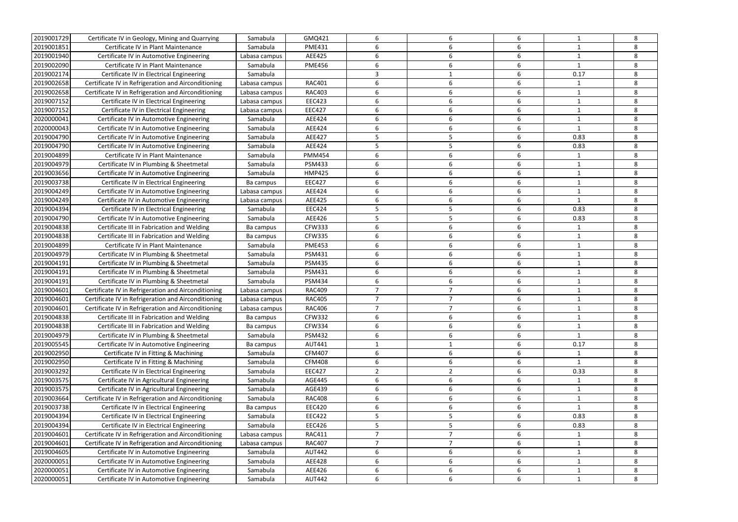| | | | | | | | | |
|---|---|---|---|---|---|---|---|---|
| 2019001729 | Certificate IV in Geology, Mining and Quarrying | Samabula | GMQ421 | 6 | 6 | 6 | 1 | 8 |
| 2019001851 | Certificate IV in Plant Maintenance | Samabula | PME431 | 6 | 6 | 6 | 1 | 8 |
| 2019001940 | Certificate IV in Automotive Engineering | Labasa campus | AEE425 | 6 | 6 | 6 | 1 | 8 |
| 2019002090 | Certificate IV in Plant Maintenance | Samabula | PME456 | 6 | 6 | 6 | 1 | 8 |
| 2019002174 | Certificate IV in Electrical Engineering | Samabula | | 3 | 1 | 6 | 0.17 | 8 |
| 2019002658 | Certificate IV in Refrigeration and Airconditioning | Labasa campus | RAC401 | 6 | 6 | 6 | 1 | 8 |
| 2019002658 | Certificate IV in Refrigeration and Airconditioning | Labasa campus | RAC403 | 6 | 6 | 6 | 1 | 8 |
| 2019007152 | Certificate IV in Electrical Engineering | Labasa campus | EEC423 | 6 | 6 | 6 | 1 | 8 |
| 2019007152 | Certificate IV in Electrical Engineering | Labasa campus | EEC427 | 6 | 6 | 6 | 1 | 8 |
| 2020000041 | Certificate IV in Automotive Engineering | Samabula | AEE424 | 6 | 6 | 6 | 1 | 8 |
| 2020000043 | Certificate IV in Automotive Engineering | Samabula | AEE424 | 6 | 6 | 6 | 1 | 8 |
| 2019004790 | Certificate IV in Automotive Engineering | Samabula | AEE427 | 5 | 5 | 6 | 0.83 | 8 |
| 2019004790 | Certificate IV in Automotive Engineering | Samabula | AEE424 | 5 | 5 | 6 | 0.83 | 8 |
| 2019004899 | Certificate IV in Plant Maintenance | Samabula | PMM454 | 6 | 6 | 6 | 1 | 8 |
| 2019004979 | Certificate IV in Plumbing & Sheetmetal | Samabula | PSM433 | 6 | 6 | 6 | 1 | 8 |
| 2019003656 | Certificate IV in Automotive Engineering | Samabula | HMP425 | 6 | 6 | 6 | 1 | 8 |
| 2019003738 | Certificate IV in Electrical Engineering | Ba campus | EEC427 | 6 | 6 | 6 | 1 | 8 |
| 2019004249 | Certificate IV in Automotive Engineering | Labasa campus | AEE424 | 6 | 6 | 6 | 1 | 8 |
| 2019004249 | Certificate IV in Automotive Engineering | Labasa campus | AEE425 | 6 | 6 | 6 | 1 | 8 |
| 2019004394 | Certificate IV in Electrical Engineering | Samabula | EEC424 | 5 | 5 | 6 | 0.83 | 8 |
| 2019004790 | Certificate IV in Automotive Engineering | Samabula | AEE426 | 5 | 5 | 6 | 0.83 | 8 |
| 2019004838 | Certificate III in Fabrication and Welding | Ba campus | CFW333 | 6 | 6 | 6 | 1 | 8 |
| 2019004838 | Certificate III in Fabrication and Welding | Ba campus | CFW335 | 6 | 6 | 6 | 1 | 8 |
| 2019004899 | Certificate IV in Plant Maintenance | Samabula | PME453 | 6 | 6 | 6 | 1 | 8 |
| 2019004979 | Certificate IV in Plumbing & Sheetmetal | Samabula | PSM431 | 6 | 6 | 6 | 1 | 8 |
| 2019004191 | Certificate IV in Plumbing & Sheetmetal | Samabula | PSM435 | 6 | 6 | 6 | 1 | 8 |
| 2019004191 | Certificate IV in Plumbing & Sheetmetal | Samabula | PSM431 | 6 | 6 | 6 | 1 | 8 |
| 2019004191 | Certificate IV in Plumbing & Sheetmetal | Samabula | PSM434 | 6 | 6 | 6 | 1 | 8 |
| 2019004601 | Certificate IV in Refrigeration and Airconditioning | Labasa campus | RAC409 | 7 | 7 | 6 | 1 | 8 |
| 2019004601 | Certificate IV in Refrigeration and Airconditioning | Labasa campus | RAC405 | 7 | 7 | 6 | 1 | 8 |
| 2019004601 | Certificate IV in Refrigeration and Airconditioning | Labasa campus | RAC406 | 7 | 7 | 6 | 1 | 8 |
| 2019004838 | Certificate III in Fabrication and Welding | Ba campus | CFW332 | 6 | 6 | 6 | 1 | 8 |
| 2019004838 | Certificate III in Fabrication and Welding | Ba campus | CFW334 | 6 | 6 | 6 | 1 | 8 |
| 2019004979 | Certificate IV in Plumbing & Sheetmetal | Samabula | PSM432 | 6 | 6 | 6 | 1 | 8 |
| 2019005545 | Certificate IV in Automotive Engineering | Ba campus | AUT441 | 1 | 1 | 6 | 0.17 | 8 |
| 2019002950 | Certificate IV in Fitting & Machining | Samabula | CFM407 | 6 | 6 | 6 | 1 | 8 |
| 2019002950 | Certificate IV in Fitting & Machining | Samabula | CFM408 | 6 | 6 | 6 | 1 | 8 |
| 2019003292 | Certificate IV in Electrical Engineering | Samabula | EEC427 | 2 | 2 | 6 | 0.33 | 8 |
| 2019003575 | Certificate IV in Agricultural Engineering | Samabula | AGE445 | 6 | 6 | 6 | 1 | 8 |
| 2019003575 | Certificate IV in Agricultural Engineering | Samabula | AGE439 | 6 | 6 | 6 | 1 | 8 |
| 2019003664 | Certificate IV in Refrigeration and Airconditioning | Samabula | RAC408 | 6 | 6 | 6 | 1 | 8 |
| 2019003738 | Certificate IV in Electrical Engineering | Ba campus | EEC420 | 6 | 6 | 6 | 1 | 8 |
| 2019004394 | Certificate IV in Electrical Engineering | Samabula | EEC422 | 5 | 5 | 6 | 0.83 | 8 |
| 2019004394 | Certificate IV in Electrical Engineering | Samabula | EEC426 | 5 | 5 | 6 | 0.83 | 8 |
| 2019004601 | Certificate IV in Refrigeration and Airconditioning | Labasa campus | RAC411 | 7 | 7 | 6 | 1 | 8 |
| 2019004601 | Certificate IV in Refrigeration and Airconditioning | Labasa campus | RAC407 | 7 | 7 | 6 | 1 | 8 |
| 2019004605 | Certificate IV in Automotive Engineering | Samabula | AUT442 | 6 | 6 | 6 | 1 | 8 |
| 2020000051 | Certificate IV in Automotive Engineering | Samabula | AEE428 | 6 | 6 | 6 | 1 | 8 |
| 2020000051 | Certificate IV in Automotive Engineering | Samabula | AEE426 | 6 | 6 | 6 | 1 | 8 |
| 2020000051 | Certificate IV in Automotive Engineering | Samabula | AUT442 | 6 | 6 | 6 | 1 | 8 |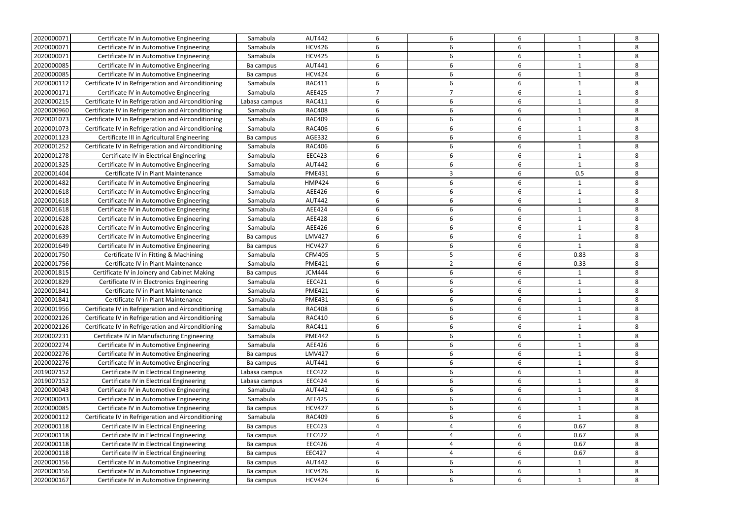| | | | | | | | | |
|---|---|---|---|---|---|---|---|---|
| 2020000071 | Certificate IV in Automotive Engineering | Samabula | AUT442 | 6 | 6 | 6 | 1 | 8 |
| 2020000071 | Certificate IV in Automotive Engineering | Samabula | HCV426 | 6 | 6 | 6 | 1 | 8 |
| 2020000071 | Certificate IV in Automotive Engineering | Samabula | HCV425 | 6 | 6 | 6 | 1 | 8 |
| 2020000085 | Certificate IV in Automotive Engineering | Ba campus | AUT441 | 6 | 6 | 6 | 1 | 8 |
| 2020000085 | Certificate IV in Automotive Engineering | Ba campus | HCV424 | 6 | 6 | 6 | 1 | 8 |
| 2020000112 | Certificate IV in Refrigeration and Airconditioning | Samabula | RAC411 | 6 | 6 | 6 | 1 | 8 |
| 2020000171 | Certificate IV in Automotive Engineering | Samabula | AEE425 | 7 | 7 | 6 | 1 | 8 |
| 2020000215 | Certificate IV in Refrigeration and Airconditioning | Labasa campus | RAC411 | 6 | 6 | 6 | 1 | 8 |
| 2020000960 | Certificate IV in Refrigeration and Airconditioning | Samabula | RAC408 | 6 | 6 | 6 | 1 | 8 |
| 2020001073 | Certificate IV in Refrigeration and Airconditioning | Samabula | RAC409 | 6 | 6 | 6 | 1 | 8 |
| 2020001073 | Certificate IV in Refrigeration and Airconditioning | Samabula | RAC406 | 6 | 6 | 6 | 1 | 8 |
| 2020001123 | Certificate III in Agricultural Engineering | Ba campus | AGE332 | 6 | 6 | 6 | 1 | 8 |
| 2020001252 | Certificate IV in Refrigeration and Airconditioning | Samabula | RAC406 | 6 | 6 | 6 | 1 | 8 |
| 2020001278 | Certificate IV in Electrical Engineering | Samabula | EEC423 | 6 | 6 | 6 | 1 | 8 |
| 2020001325 | Certificate IV in Automotive Engineering | Samabula | AUT442 | 6 | 6 | 6 | 1 | 8 |
| 2020001404 | Certificate IV in Plant Maintenance | Samabula | PME431 | 6 | 3 | 6 | 0.5 | 8 |
| 2020001482 | Certificate IV in Automotive Engineering | Samabula | HMP424 | 6 | 6 | 6 | 1 | 8 |
| 2020001618 | Certificate IV in Automotive Engineering | Samabula | AEE426 | 6 | 6 | 6 | 1 | 8 |
| 2020001618 | Certificate IV in Automotive Engineering | Samabula | AUT442 | 6 | 6 | 6 | 1 | 8 |
| 2020001618 | Certificate IV in Automotive Engineering | Samabula | AEE424 | 6 | 6 | 6 | 1 | 8 |
| 2020001628 | Certificate IV in Automotive Engineering | Samabula | AEE428 | 6 | 6 | 6 | 1 | 8 |
| 2020001628 | Certificate IV in Automotive Engineering | Samabula | AEE426 | 6 | 6 | 6 | 1 | 8 |
| 2020001639 | Certificate IV in Automotive Engineering | Ba campus | LMV427 | 6 | 6 | 6 | 1 | 8 |
| 2020001649 | Certificate IV in Automotive Engineering | Ba campus | HCV427 | 6 | 6 | 6 | 1 | 8 |
| 2020001750 | Certificate IV in Fitting & Machining | Samabula | CFM405 | 5 | 5 | 6 | 0.83 | 8 |
| 2020001756 | Certificate IV in Plant Maintenance | Samabula | PME421 | 6 | 2 | 6 | 0.33 | 8 |
| 2020001815 | Certificate IV in Joinery and Cabinet Making | Ba campus | JCM444 | 6 | 6 | 6 | 1 | 8 |
| 2020001829 | Certificate IV in Electronics Engineering | Samabula | EEC421 | 6 | 6 | 6 | 1 | 8 |
| 2020001841 | Certificate IV in Plant Maintenance | Samabula | PME421 | 6 | 6 | 6 | 1 | 8 |
| 2020001841 | Certificate IV in Plant Maintenance | Samabula | PME431 | 6 | 6 | 6 | 1 | 8 |
| 2020001956 | Certificate IV in Refrigeration and Airconditioning | Samabula | RAC408 | 6 | 6 | 6 | 1 | 8 |
| 2020002126 | Certificate IV in Refrigeration and Airconditioning | Samabula | RAC410 | 6 | 6 | 6 | 1 | 8 |
| 2020002126 | Certificate IV in Refrigeration and Airconditioning | Samabula | RAC411 | 6 | 6 | 6 | 1 | 8 |
| 2020002231 | Certificate IV in Manufacturing Engineering | Samabula | PME442 | 6 | 6 | 6 | 1 | 8 |
| 2020002274 | Certificate IV in Automotive Engineering | Samabula | AEE426 | 6 | 6 | 6 | 1 | 8 |
| 2020002276 | Certificate IV in Automotive Engineering | Ba campus | LMV427 | 6 | 6 | 6 | 1 | 8 |
| 2020002276 | Certificate IV in Automotive Engineering | Ba campus | AUT441 | 6 | 6 | 6 | 1 | 8 |
| 2019007152 | Certificate IV in Electrical Engineering | Labasa campus | EEC422 | 6 | 6 | 6 | 1 | 8 |
| 2019007152 | Certificate IV in Electrical Engineering | Labasa campus | EEC424 | 6 | 6 | 6 | 1 | 8 |
| 2020000043 | Certificate IV in Automotive Engineering | Samabula | AUT442 | 6 | 6 | 6 | 1 | 8 |
| 2020000043 | Certificate IV in Automotive Engineering | Samabula | AEE425 | 6 | 6 | 6 | 1 | 8 |
| 2020000085 | Certificate IV in Automotive Engineering | Ba campus | HCV427 | 6 | 6 | 6 | 1 | 8 |
| 2020000112 | Certificate IV in Refrigeration and Airconditioning | Samabula | RAC409 | 6 | 6 | 6 | 1 | 8 |
| 2020000118 | Certificate IV in Electrical Engineering | Ba campus | EEC423 | 4 | 4 | 6 | 0.67 | 8 |
| 2020000118 | Certificate IV in Electrical Engineering | Ba campus | EEC422 | 4 | 4 | 6 | 0.67 | 8 |
| 2020000118 | Certificate IV in Electrical Engineering | Ba campus | EEC426 | 4 | 4 | 6 | 0.67 | 8 |
| 2020000118 | Certificate IV in Electrical Engineering | Ba campus | EEC427 | 4 | 4 | 6 | 0.67 | 8 |
| 2020000156 | Certificate IV in Automotive Engineering | Ba campus | AUT442 | 6 | 6 | 6 | 1 | 8 |
| 2020000156 | Certificate IV in Automotive Engineering | Ba campus | HCV426 | 6 | 6 | 6 | 1 | 8 |
| 2020000167 | Certificate IV in Automotive Engineering | Ba campus | HCV424 | 6 | 6 | 6 | 1 | 8 |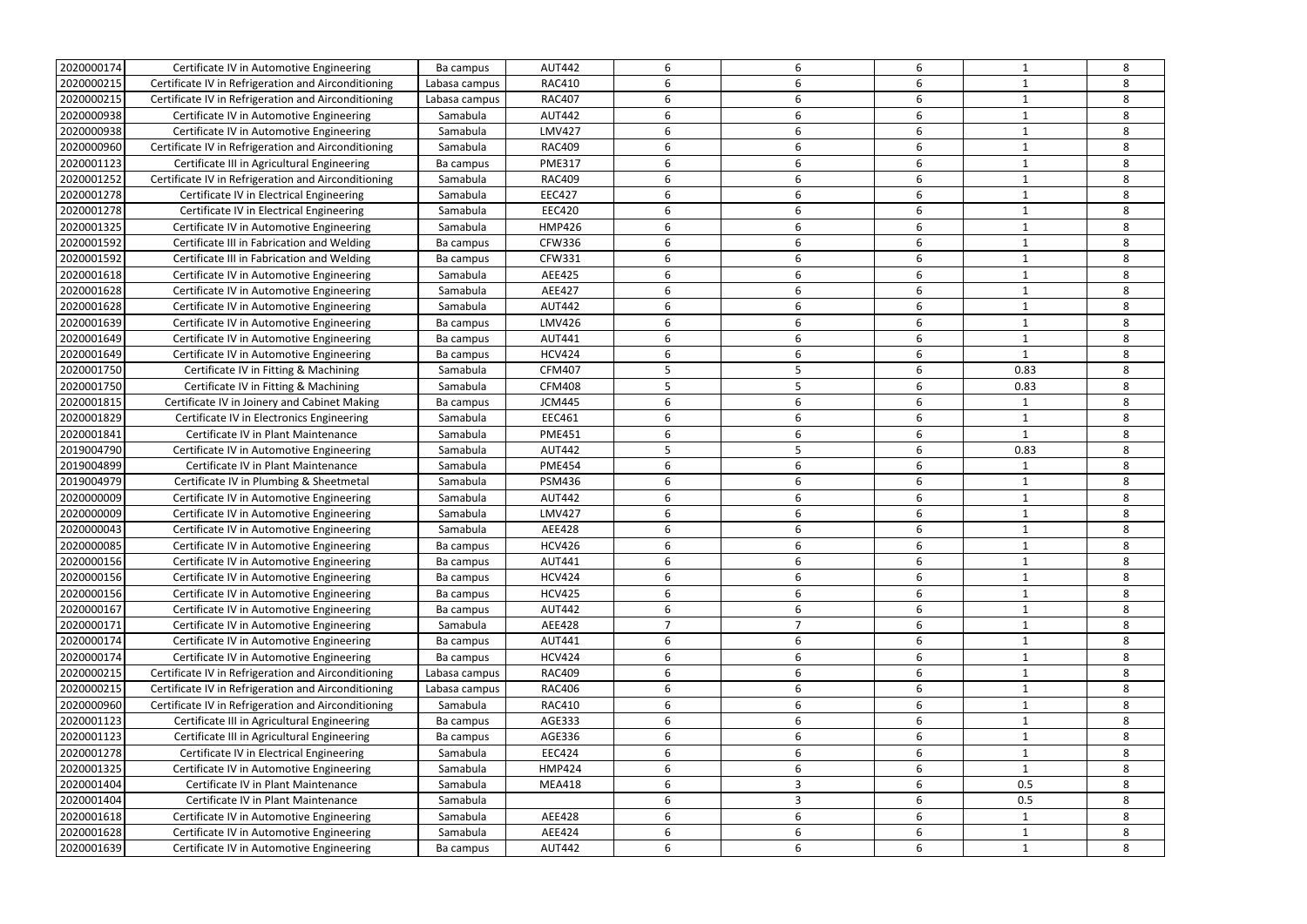| | | | | | | | | |
|---|---|---|---|---|---|---|---|---|
| 2020000174 | Certificate IV in Automotive Engineering | Ba campus | AUT442 | 6 | 6 | 6 | 1 | 8 |
| 2020000215 | Certificate IV in Refrigeration and Airconditioning | Labasa campus | RAC410 | 6 | 6 | 6 | 1 | 8 |
| 2020000215 | Certificate IV in Refrigeration and Airconditioning | Labasa campus | RAC407 | 6 | 6 | 6 | 1 | 8 |
| 2020000938 | Certificate IV in Automotive Engineering | Samabula | AUT442 | 6 | 6 | 6 | 1 | 8 |
| 2020000938 | Certificate IV in Automotive Engineering | Samabula | LMV427 | 6 | 6 | 6 | 1 | 8 |
| 2020000960 | Certificate IV in Refrigeration and Airconditioning | Samabula | RAC409 | 6 | 6 | 6 | 1 | 8 |
| 2020001123 | Certificate III in Agricultural Engineering | Ba campus | PME317 | 6 | 6 | 6 | 1 | 8 |
| 2020001252 | Certificate IV in Refrigeration and Airconditioning | Samabula | RAC409 | 6 | 6 | 6 | 1 | 8 |
| 2020001278 | Certificate IV in Electrical Engineering | Samabula | EEC427 | 6 | 6 | 6 | 1 | 8 |
| 2020001278 | Certificate IV in Electrical Engineering | Samabula | EEC420 | 6 | 6 | 6 | 1 | 8 |
| 2020001325 | Certificate IV in Automotive Engineering | Samabula | HMP426 | 6 | 6 | 6 | 1 | 8 |
| 2020001592 | Certificate III in Fabrication and Welding | Ba campus | CFW336 | 6 | 6 | 6 | 1 | 8 |
| 2020001592 | Certificate III in Fabrication and Welding | Ba campus | CFW331 | 6 | 6 | 6 | 1 | 8 |
| 2020001618 | Certificate IV in Automotive Engineering | Samabula | AEE425 | 6 | 6 | 6 | 1 | 8 |
| 2020001628 | Certificate IV in Automotive Engineering | Samabula | AEE427 | 6 | 6 | 6 | 1 | 8 |
| 2020001628 | Certificate IV in Automotive Engineering | Samabula | AUT442 | 6 | 6 | 6 | 1 | 8 |
| 2020001639 | Certificate IV in Automotive Engineering | Ba campus | LMV426 | 6 | 6 | 6 | 1 | 8 |
| 2020001649 | Certificate IV in Automotive Engineering | Ba campus | AUT441 | 6 | 6 | 6 | 1 | 8 |
| 2020001649 | Certificate IV in Automotive Engineering | Ba campus | HCV424 | 6 | 6 | 6 | 1 | 8 |
| 2020001750 | Certificate IV in Fitting & Machining | Samabula | CFM407 | 5 | 5 | 6 | 0.83 | 8 |
| 2020001750 | Certificate IV in Fitting & Machining | Samabula | CFM408 | 5 | 5 | 6 | 0.83 | 8 |
| 2020001815 | Certificate IV in Joinery and Cabinet Making | Ba campus | JCM445 | 6 | 6 | 6 | 1 | 8 |
| 2020001829 | Certificate IV in Electronics Engineering | Samabula | EEC461 | 6 | 6 | 6 | 1 | 8 |
| 2020001841 | Certificate IV in Plant Maintenance | Samabula | PME451 | 6 | 6 | 6 | 1 | 8 |
| 2019004790 | Certificate IV in Automotive Engineering | Samabula | AUT442 | 5 | 5 | 6 | 0.83 | 8 |
| 2019004899 | Certificate IV in Plant Maintenance | Samabula | PME454 | 6 | 6 | 6 | 1 | 8 |
| 2019004979 | Certificate IV in Plumbing & Sheetmetal | Samabula | PSM436 | 6 | 6 | 6 | 1 | 8 |
| 2020000009 | Certificate IV in Automotive Engineering | Samabula | AUT442 | 6 | 6 | 6 | 1 | 8 |
| 2020000009 | Certificate IV in Automotive Engineering | Samabula | LMV427 | 6 | 6 | 6 | 1 | 8 |
| 2020000043 | Certificate IV in Automotive Engineering | Samabula | AEE428 | 6 | 6 | 6 | 1 | 8 |
| 2020000085 | Certificate IV in Automotive Engineering | Ba campus | HCV426 | 6 | 6 | 6 | 1 | 8 |
| 2020000156 | Certificate IV in Automotive Engineering | Ba campus | AUT441 | 6 | 6 | 6 | 1 | 8 |
| 2020000156 | Certificate IV in Automotive Engineering | Ba campus | HCV424 | 6 | 6 | 6 | 1 | 8 |
| 2020000156 | Certificate IV in Automotive Engineering | Ba campus | HCV425 | 6 | 6 | 6 | 1 | 8 |
| 2020000167 | Certificate IV in Automotive Engineering | Ba campus | AUT442 | 6 | 6 | 6 | 1 | 8 |
| 2020000171 | Certificate IV in Automotive Engineering | Samabula | AEE428 | 7 | 7 | 6 | 1 | 8 |
| 2020000174 | Certificate IV in Automotive Engineering | Ba campus | AUT441 | 6 | 6 | 6 | 1 | 8 |
| 2020000174 | Certificate IV in Automotive Engineering | Ba campus | HCV424 | 6 | 6 | 6 | 1 | 8 |
| 2020000215 | Certificate IV in Refrigeration and Airconditioning | Labasa campus | RAC409 | 6 | 6 | 6 | 1 | 8 |
| 2020000215 | Certificate IV in Refrigeration and Airconditioning | Labasa campus | RAC406 | 6 | 6 | 6 | 1 | 8 |
| 2020000960 | Certificate IV in Refrigeration and Airconditioning | Samabula | RAC410 | 6 | 6 | 6 | 1 | 8 |
| 2020001123 | Certificate III in Agricultural Engineering | Ba campus | AGE333 | 6 | 6 | 6 | 1 | 8 |
| 2020001123 | Certificate III in Agricultural Engineering | Ba campus | AGE336 | 6 | 6 | 6 | 1 | 8 |
| 2020001278 | Certificate IV in Electrical Engineering | Samabula | EEC424 | 6 | 6 | 6 | 1 | 8 |
| 2020001325 | Certificate IV in Automotive Engineering | Samabula | HMP424 | 6 | 6 | 6 | 1 | 8 |
| 2020001404 | Certificate IV in Plant Maintenance | Samabula | MEA418 | 6 | 3 | 6 | 0.5 | 8 |
| 2020001404 | Certificate IV in Plant Maintenance | Samabula | | 6 | 3 | 6 | 0.5 | 8 |
| 2020001618 | Certificate IV in Automotive Engineering | Samabula | AEE428 | 6 | 6 | 6 | 1 | 8 |
| 2020001628 | Certificate IV in Automotive Engineering | Samabula | AEE424 | 6 | 6 | 6 | 1 | 8 |
| 2020001639 | Certificate IV in Automotive Engineering | Ba campus | AUT442 | 6 | 6 | 6 | 1 | 8 |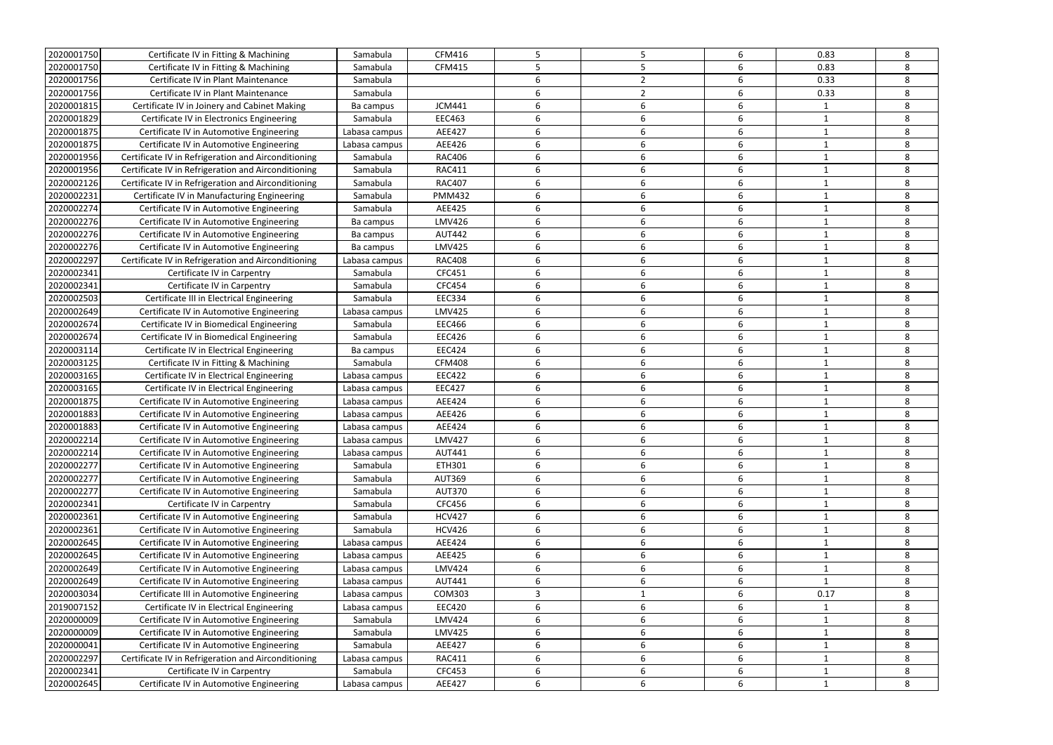| | | | | | | | | |
|---|---|---|---|---|---|---|---|---|
| 2020001750 | Certificate IV in Fitting & Machining | Samabula | CFM416 | 5 | 5 | 6 | 0.83 | 8 |
| 2020001750 | Certificate IV in Fitting & Machining | Samabula | CFM415 | 5 | 5 | 6 | 0.83 | 8 |
| 2020001756 | Certificate IV in Plant Maintenance | Samabula | | 6 | 2 | 6 | 0.33 | 8 |
| 2020001756 | Certificate IV in Plant Maintenance | Samabula | | 6 | 2 | 6 | 0.33 | 8 |
| 2020001815 | Certificate IV in Joinery and Cabinet Making | Ba campus | JCM441 | 6 | 6 | 6 | 1 | 8 |
| 2020001829 | Certificate IV in Electronics Engineering | Samabula | EEC463 | 6 | 6 | 6 | 1 | 8 |
| 2020001875 | Certificate IV in Automotive Engineering | Labasa campus | AEE427 | 6 | 6 | 6 | 1 | 8 |
| 2020001875 | Certificate IV in Automotive Engineering | Labasa campus | AEE426 | 6 | 6 | 6 | 1 | 8 |
| 2020001956 | Certificate IV in Refrigeration and Airconditioning | Samabula | RAC406 | 6 | 6 | 6 | 1 | 8 |
| 2020001956 | Certificate IV in Refrigeration and Airconditioning | Samabula | RAC411 | 6 | 6 | 6 | 1 | 8 |
| 2020002126 | Certificate IV in Refrigeration and Airconditioning | Samabula | RAC407 | 6 | 6 | 6 | 1 | 8 |
| 2020002231 | Certificate IV in Manufacturing Engineering | Samabula | PMM432 | 6 | 6 | 6 | 1 | 8 |
| 2020002274 | Certificate IV in Automotive Engineering | Samabula | AEE425 | 6 | 6 | 6 | 1 | 8 |
| 2020002276 | Certificate IV in Automotive Engineering | Ba campus | LMV426 | 6 | 6 | 6 | 1 | 8 |
| 2020002276 | Certificate IV in Automotive Engineering | Ba campus | AUT442 | 6 | 6 | 6 | 1 | 8 |
| 2020002276 | Certificate IV in Automotive Engineering | Ba campus | LMV425 | 6 | 6 | 6 | 1 | 8 |
| 2020002297 | Certificate IV in Refrigeration and Airconditioning | Labasa campus | RAC408 | 6 | 6 | 6 | 1 | 8 |
| 2020002341 | Certificate IV in Carpentry | Samabula | CFC451 | 6 | 6 | 6 | 1 | 8 |
| 2020002341 | Certificate IV in Carpentry | Samabula | CFC454 | 6 | 6 | 6 | 1 | 8 |
| 2020002503 | Certificate III in Electrical Engineering | Samabula | EEC334 | 6 | 6 | 6 | 1 | 8 |
| 2020002649 | Certificate IV in Automotive Engineering | Labasa campus | LMV425 | 6 | 6 | 6 | 1 | 8 |
| 2020002674 | Certificate IV in Biomedical Engineering | Samabula | EEC466 | 6 | 6 | 6 | 1 | 8 |
| 2020002674 | Certificate IV in Biomedical Engineering | Samabula | EEC426 | 6 | 6 | 6 | 1 | 8 |
| 2020003114 | Certificate IV in Electrical Engineering | Ba campus | EEC424 | 6 | 6 | 6 | 1 | 8 |
| 2020003125 | Certificate IV in Fitting & Machining | Samabula | CFM408 | 6 | 6 | 6 | 1 | 8 |
| 2020003165 | Certificate IV in Electrical Engineering | Labasa campus | EEC422 | 6 | 6 | 6 | 1 | 8 |
| 2020003165 | Certificate IV in Electrical Engineering | Labasa campus | EEC427 | 6 | 6 | 6 | 1 | 8 |
| 2020001875 | Certificate IV in Automotive Engineering | Labasa campus | AEE424 | 6 | 6 | 6 | 1 | 8 |
| 2020001883 | Certificate IV in Automotive Engineering | Labasa campus | AEE426 | 6 | 6 | 6 | 1 | 8 |
| 2020001883 | Certificate IV in Automotive Engineering | Labasa campus | AEE424 | 6 | 6 | 6 | 1 | 8 |
| 2020002214 | Certificate IV in Automotive Engineering | Labasa campus | LMV427 | 6 | 6 | 6 | 1 | 8 |
| 2020002214 | Certificate IV in Automotive Engineering | Labasa campus | AUT441 | 6 | 6 | 6 | 1 | 8 |
| 2020002277 | Certificate IV in Automotive Engineering | Samabula | ETH301 | 6 | 6 | 6 | 1 | 8 |
| 2020002277 | Certificate IV in Automotive Engineering | Samabula | AUT369 | 6 | 6 | 6 | 1 | 8 |
| 2020002277 | Certificate IV in Automotive Engineering | Samabula | AUT370 | 6 | 6 | 6 | 1 | 8 |
| 2020002341 | Certificate IV in Carpentry | Samabula | CFC456 | 6 | 6 | 6 | 1 | 8 |
| 2020002361 | Certificate IV in Automotive Engineering | Samabula | HCV427 | 6 | 6 | 6 | 1 | 8 |
| 2020002361 | Certificate IV in Automotive Engineering | Samabula | HCV426 | 6 | 6 | 6 | 1 | 8 |
| 2020002645 | Certificate IV in Automotive Engineering | Labasa campus | AEE424 | 6 | 6 | 6 | 1 | 8 |
| 2020002645 | Certificate IV in Automotive Engineering | Labasa campus | AEE425 | 6 | 6 | 6 | 1 | 8 |
| 2020002649 | Certificate IV in Automotive Engineering | Labasa campus | LMV424 | 6 | 6 | 6 | 1 | 8 |
| 2020002649 | Certificate IV in Automotive Engineering | Labasa campus | AUT441 | 6 | 6 | 6 | 1 | 8 |
| 2020003034 | Certificate III in Automotive Engineering | Labasa campus | COM303 | 3 | 1 | 6 | 0.17 | 8 |
| 2019007152 | Certificate IV in Electrical Engineering | Labasa campus | EEC420 | 6 | 6 | 6 | 1 | 8 |
| 2020000009 | Certificate IV in Automotive Engineering | Samabula | LMV424 | 6 | 6 | 6 | 1 | 8 |
| 2020000009 | Certificate IV in Automotive Engineering | Samabula | LMV425 | 6 | 6 | 6 | 1 | 8 |
| 2020000041 | Certificate IV in Automotive Engineering | Samabula | AEE427 | 6 | 6 | 6 | 1 | 8 |
| 2020002297 | Certificate IV in Refrigeration and Airconditioning | Labasa campus | RAC411 | 6 | 6 | 6 | 1 | 8 |
| 2020002341 | Certificate IV in Carpentry | Samabula | CFC453 | 6 | 6 | 6 | 1 | 8 |
| 2020002645 | Certificate IV in Automotive Engineering | Labasa campus | AEE427 | 6 | 6 | 6 | 1 | 8 |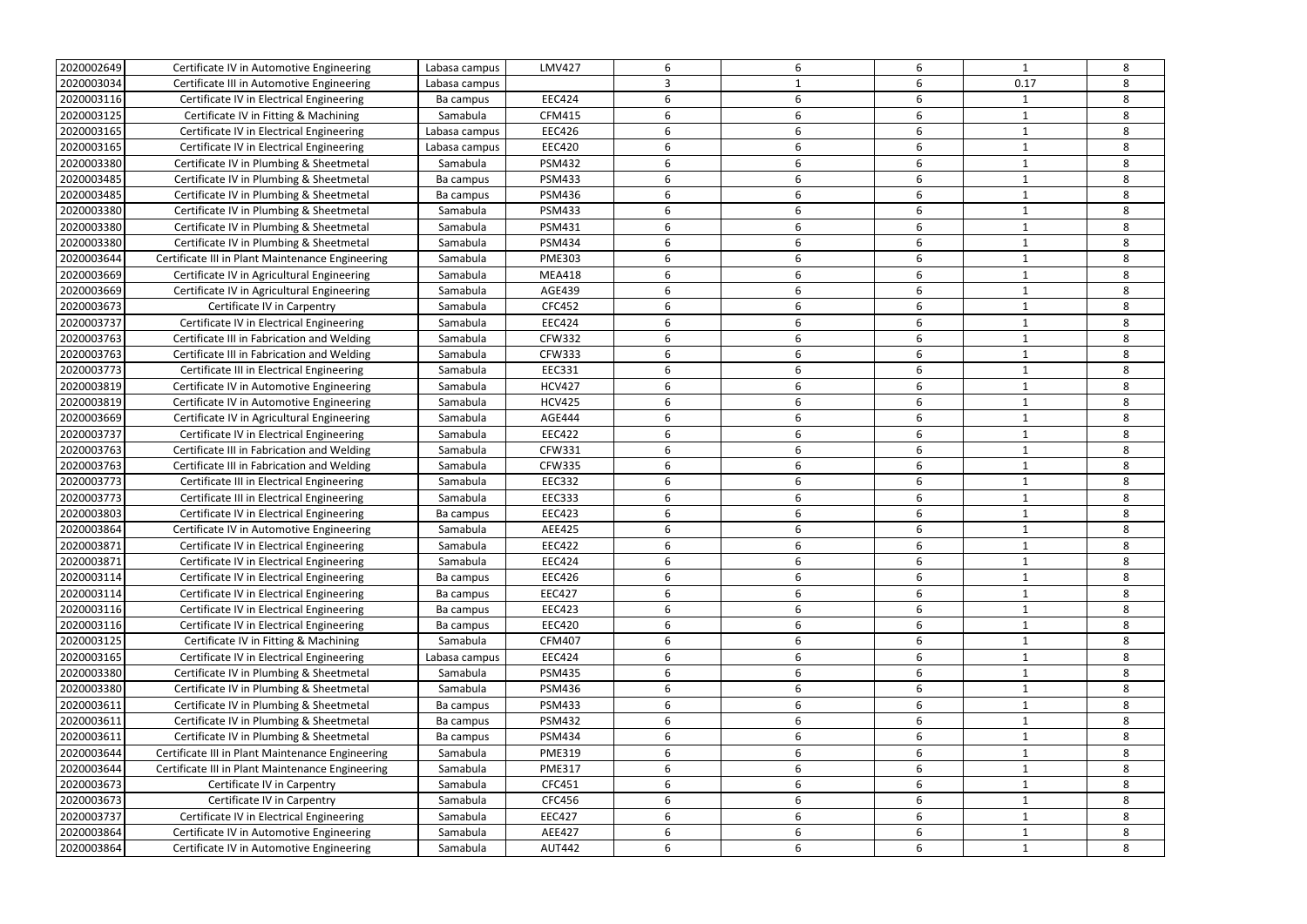| | | | | | | | | |
|---|---|---|---|---|---|---|---|---|
| 2020002649 | Certificate IV in Automotive Engineering | Labasa campus | LMV427 | 6 | 6 | 6 | 1 | 8 |
| 2020003034 | Certificate III in Automotive Engineering | Labasa campus | | 3 | 1 | 6 | 0.17 | 8 |
| 2020003116 | Certificate IV in Electrical Engineering | Ba campus | EEC424 | 6 | 6 | 6 | 1 | 8 |
| 2020003125 | Certificate IV in Fitting & Machining | Samabula | CFM415 | 6 | 6 | 6 | 1 | 8 |
| 2020003165 | Certificate IV in Electrical Engineering | Labasa campus | EEC426 | 6 | 6 | 6 | 1 | 8 |
| 2020003165 | Certificate IV in Electrical Engineering | Labasa campus | EEC420 | 6 | 6 | 6 | 1 | 8 |
| 2020003380 | Certificate IV in Plumbing & Sheetmetal | Samabula | PSM432 | 6 | 6 | 6 | 1 | 8 |
| 2020003485 | Certificate IV in Plumbing & Sheetmetal | Ba campus | PSM433 | 6 | 6 | 6 | 1 | 8 |
| 2020003485 | Certificate IV in Plumbing & Sheetmetal | Ba campus | PSM436 | 6 | 6 | 6 | 1 | 8 |
| 2020003380 | Certificate IV in Plumbing & Sheetmetal | Samabula | PSM433 | 6 | 6 | 6 | 1 | 8 |
| 2020003380 | Certificate IV in Plumbing & Sheetmetal | Samabula | PSM431 | 6 | 6 | 6 | 1 | 8 |
| 2020003380 | Certificate IV in Plumbing & Sheetmetal | Samabula | PSM434 | 6 | 6 | 6 | 1 | 8 |
| 2020003644 | Certificate III in Plant Maintenance Engineering | Samabula | PME303 | 6 | 6 | 6 | 1 | 8 |
| 2020003669 | Certificate IV in Agricultural Engineering | Samabula | MEA418 | 6 | 6 | 6 | 1 | 8 |
| 2020003669 | Certificate IV in Agricultural Engineering | Samabula | AGE439 | 6 | 6 | 6 | 1 | 8 |
| 2020003673 | Certificate IV in Carpentry | Samabula | CFC452 | 6 | 6 | 6 | 1 | 8 |
| 2020003737 | Certificate IV in Electrical Engineering | Samabula | EEC424 | 6 | 6 | 6 | 1 | 8 |
| 2020003763 | Certificate III in Fabrication and Welding | Samabula | CFW332 | 6 | 6 | 6 | 1 | 8 |
| 2020003763 | Certificate III in Fabrication and Welding | Samabula | CFW333 | 6 | 6 | 6 | 1 | 8 |
| 2020003773 | Certificate III in Electrical Engineering | Samabula | EEC331 | 6 | 6 | 6 | 1 | 8 |
| 2020003819 | Certificate IV in Automotive Engineering | Samabula | HCV427 | 6 | 6 | 6 | 1 | 8 |
| 2020003819 | Certificate IV in Automotive Engineering | Samabula | HCV425 | 6 | 6 | 6 | 1 | 8 |
| 2020003669 | Certificate IV in Agricultural Engineering | Samabula | AGE444 | 6 | 6 | 6 | 1 | 8 |
| 2020003737 | Certificate IV in Electrical Engineering | Samabula | EEC422 | 6 | 6 | 6 | 1 | 8 |
| 2020003763 | Certificate III in Fabrication and Welding | Samabula | CFW331 | 6 | 6 | 6 | 1 | 8 |
| 2020003763 | Certificate III in Fabrication and Welding | Samabula | CFW335 | 6 | 6 | 6 | 1 | 8 |
| 2020003773 | Certificate III in Electrical Engineering | Samabula | EEC332 | 6 | 6 | 6 | 1 | 8 |
| 2020003773 | Certificate III in Electrical Engineering | Samabula | EEC333 | 6 | 6 | 6 | 1 | 8 |
| 2020003803 | Certificate IV in Electrical Engineering | Ba campus | EEC423 | 6 | 6 | 6 | 1 | 8 |
| 2020003864 | Certificate IV in Automotive Engineering | Samabula | AEE425 | 6 | 6 | 6 | 1 | 8 |
| 2020003871 | Certificate IV in Electrical Engineering | Samabula | EEC422 | 6 | 6 | 6 | 1 | 8 |
| 2020003871 | Certificate IV in Electrical Engineering | Samabula | EEC424 | 6 | 6 | 6 | 1 | 8 |
| 2020003114 | Certificate IV in Electrical Engineering | Ba campus | EEC426 | 6 | 6 | 6 | 1 | 8 |
| 2020003114 | Certificate IV in Electrical Engineering | Ba campus | EEC427 | 6 | 6 | 6 | 1 | 8 |
| 2020003116 | Certificate IV in Electrical Engineering | Ba campus | EEC423 | 6 | 6 | 6 | 1 | 8 |
| 2020003116 | Certificate IV in Electrical Engineering | Ba campus | EEC420 | 6 | 6 | 6 | 1 | 8 |
| 2020003125 | Certificate IV in Fitting & Machining | Samabula | CFM407 | 6 | 6 | 6 | 1 | 8 |
| 2020003165 | Certificate IV in Electrical Engineering | Labasa campus | EEC424 | 6 | 6 | 6 | 1 | 8 |
| 2020003380 | Certificate IV in Plumbing & Sheetmetal | Samabula | PSM435 | 6 | 6 | 6 | 1 | 8 |
| 2020003380 | Certificate IV in Plumbing & Sheetmetal | Samabula | PSM436 | 6 | 6 | 6 | 1 | 8 |
| 2020003611 | Certificate IV in Plumbing & Sheetmetal | Ba campus | PSM433 | 6 | 6 | 6 | 1 | 8 |
| 2020003611 | Certificate IV in Plumbing & Sheetmetal | Ba campus | PSM432 | 6 | 6 | 6 | 1 | 8 |
| 2020003611 | Certificate IV in Plumbing & Sheetmetal | Ba campus | PSM434 | 6 | 6 | 6 | 1 | 8 |
| 2020003644 | Certificate III in Plant Maintenance Engineering | Samabula | PME319 | 6 | 6 | 6 | 1 | 8 |
| 2020003644 | Certificate III in Plant Maintenance Engineering | Samabula | PME317 | 6 | 6 | 6 | 1 | 8 |
| 2020003673 | Certificate IV in Carpentry | Samabula | CFC451 | 6 | 6 | 6 | 1 | 8 |
| 2020003673 | Certificate IV in Carpentry | Samabula | CFC456 | 6 | 6 | 6 | 1 | 8 |
| 2020003737 | Certificate IV in Electrical Engineering | Samabula | EEC427 | 6 | 6 | 6 | 1 | 8 |
| 2020003864 | Certificate IV in Automotive Engineering | Samabula | AEE427 | 6 | 6 | 6 | 1 | 8 |
| 2020003864 | Certificate IV in Automotive Engineering | Samabula | AUT442 | 6 | 6 | 6 | 1 | 8 |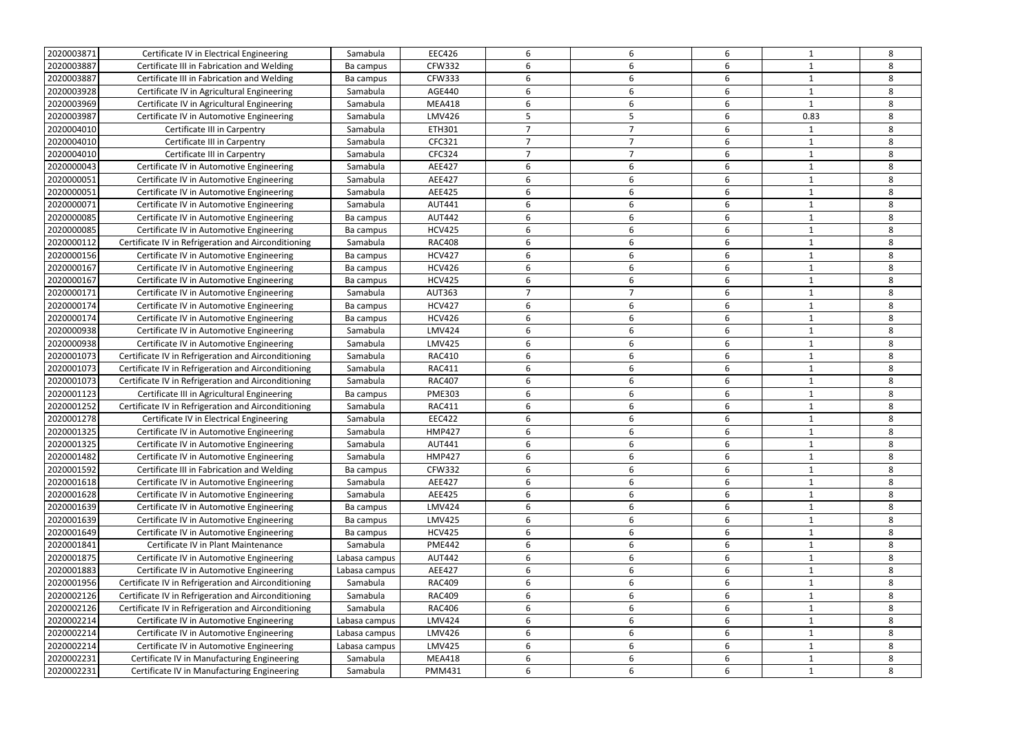| | | | | | | | | |
|---|---|---|---|---|---|---|---|---|
| 2020003871 | Certificate IV in Electrical Engineering | Samabula | EEC426 | 6 | 6 | 6 | 1 | 8 |
| 2020003887 | Certificate III in Fabrication and Welding | Ba campus | CFW332 | 6 | 6 | 6 | 1 | 8 |
| 2020003887 | Certificate III in Fabrication and Welding | Ba campus | CFW333 | 6 | 6 | 6 | 1 | 8 |
| 2020003928 | Certificate IV in Agricultural Engineering | Samabula | AGE440 | 6 | 6 | 6 | 1 | 8 |
| 2020003969 | Certificate IV in Agricultural Engineering | Samabula | MEA418 | 6 | 6 | 6 | 1 | 8 |
| 2020003987 | Certificate IV in Automotive Engineering | Samabula | LMV426 | 5 | 5 | 6 | 0.83 | 8 |
| 2020004010 | Certificate III in Carpentry | Samabula | ETH301 | 7 | 7 | 6 | 1 | 8 |
| 2020004010 | Certificate III in Carpentry | Samabula | CFC321 | 7 | 7 | 6 | 1 | 8 |
| 2020004010 | Certificate III in Carpentry | Samabula | CFC324 | 7 | 7 | 6 | 1 | 8 |
| 2020000043 | Certificate IV in Automotive Engineering | Samabula | AEE427 | 6 | 6 | 6 | 1 | 8 |
| 2020000051 | Certificate IV in Automotive Engineering | Samabula | AEE427 | 6 | 6 | 6 | 1 | 8 |
| 2020000051 | Certificate IV in Automotive Engineering | Samabula | AEE425 | 6 | 6 | 6 | 1 | 8 |
| 2020000071 | Certificate IV in Automotive Engineering | Samabula | AUT441 | 6 | 6 | 6 | 1 | 8 |
| 2020000085 | Certificate IV in Automotive Engineering | Ba campus | AUT442 | 6 | 6 | 6 | 1 | 8 |
| 2020000085 | Certificate IV in Automotive Engineering | Ba campus | HCV425 | 6 | 6 | 6 | 1 | 8 |
| 2020000112 | Certificate IV in Refrigeration and Airconditioning | Samabula | RAC408 | 6 | 6 | 6 | 1 | 8 |
| 2020000156 | Certificate IV in Automotive Engineering | Ba campus | HCV427 | 6 | 6 | 6 | 1 | 8 |
| 2020000167 | Certificate IV in Automotive Engineering | Ba campus | HCV426 | 6 | 6 | 6 | 1 | 8 |
| 2020000167 | Certificate IV in Automotive Engineering | Ba campus | HCV425 | 6 | 6 | 6 | 1 | 8 |
| 2020000171 | Certificate IV in Automotive Engineering | Samabula | AUT363 | 7 | 7 | 6 | 1 | 8 |
| 2020000174 | Certificate IV in Automotive Engineering | Ba campus | HCV427 | 6 | 6 | 6 | 1 | 8 |
| 2020000174 | Certificate IV in Automotive Engineering | Ba campus | HCV426 | 6 | 6 | 6 | 1 | 8 |
| 2020000938 | Certificate IV in Automotive Engineering | Samabula | LMV424 | 6 | 6 | 6 | 1 | 8 |
| 2020000938 | Certificate IV in Automotive Engineering | Samabula | LMV425 | 6 | 6 | 6 | 1 | 8 |
| 2020001073 | Certificate IV in Refrigeration and Airconditioning | Samabula | RAC410 | 6 | 6 | 6 | 1 | 8 |
| 2020001073 | Certificate IV in Refrigeration and Airconditioning | Samabula | RAC411 | 6 | 6 | 6 | 1 | 8 |
| 2020001073 | Certificate IV in Refrigeration and Airconditioning | Samabula | RAC407 | 6 | 6 | 6 | 1 | 8 |
| 2020001123 | Certificate III in Agricultural Engineering | Ba campus | PME303 | 6 | 6 | 6 | 1 | 8 |
| 2020001252 | Certificate IV in Refrigeration and Airconditioning | Samabula | RAC411 | 6 | 6 | 6 | 1 | 8 |
| 2020001278 | Certificate IV in Electrical Engineering | Samabula | EEC422 | 6 | 6 | 6 | 1 | 8 |
| 2020001325 | Certificate IV in Automotive Engineering | Samabula | HMP427 | 6 | 6 | 6 | 1 | 8 |
| 2020001325 | Certificate IV in Automotive Engineering | Samabula | AUT441 | 6 | 6 | 6 | 1 | 8 |
| 2020001482 | Certificate IV in Automotive Engineering | Samabula | HMP427 | 6 | 6 | 6 | 1 | 8 |
| 2020001592 | Certificate III in Fabrication and Welding | Ba campus | CFW332 | 6 | 6 | 6 | 1 | 8 |
| 2020001618 | Certificate IV in Automotive Engineering | Samabula | AEE427 | 6 | 6 | 6 | 1 | 8 |
| 2020001628 | Certificate IV in Automotive Engineering | Samabula | AEE425 | 6 | 6 | 6 | 1 | 8 |
| 2020001639 | Certificate IV in Automotive Engineering | Ba campus | LMV424 | 6 | 6 | 6 | 1 | 8 |
| 2020001639 | Certificate IV in Automotive Engineering | Ba campus | LMV425 | 6 | 6 | 6 | 1 | 8 |
| 2020001649 | Certificate IV in Automotive Engineering | Ba campus | HCV425 | 6 | 6 | 6 | 1 | 8 |
| 2020001841 | Certificate IV in Plant Maintenance | Samabula | PME442 | 6 | 6 | 6 | 1 | 8 |
| 2020001875 | Certificate IV in Automotive Engineering | Labasa campus | AUT442 | 6 | 6 | 6 | 1 | 8 |
| 2020001883 | Certificate IV in Automotive Engineering | Labasa campus | AEE427 | 6 | 6 | 6 | 1 | 8 |
| 2020001956 | Certificate IV in Refrigeration and Airconditioning | Samabula | RAC409 | 6 | 6 | 6 | 1 | 8 |
| 2020002126 | Certificate IV in Refrigeration and Airconditioning | Samabula | RAC409 | 6 | 6 | 6 | 1 | 8 |
| 2020002126 | Certificate IV in Refrigeration and Airconditioning | Samabula | RAC406 | 6 | 6 | 6 | 1 | 8 |
| 2020002214 | Certificate IV in Automotive Engineering | Labasa campus | LMV424 | 6 | 6 | 6 | 1 | 8 |
| 2020002214 | Certificate IV in Automotive Engineering | Labasa campus | LMV426 | 6 | 6 | 6 | 1 | 8 |
| 2020002214 | Certificate IV in Automotive Engineering | Labasa campus | LMV425 | 6 | 6 | 6 | 1 | 8 |
| 2020002231 | Certificate IV in Manufacturing Engineering | Samabula | MEA418 | 6 | 6 | 6 | 1 | 8 |
| 2020002231 | Certificate IV in Manufacturing Engineering | Samabula | PMM431 | 6 | 6 | 6 | 1 | 8 |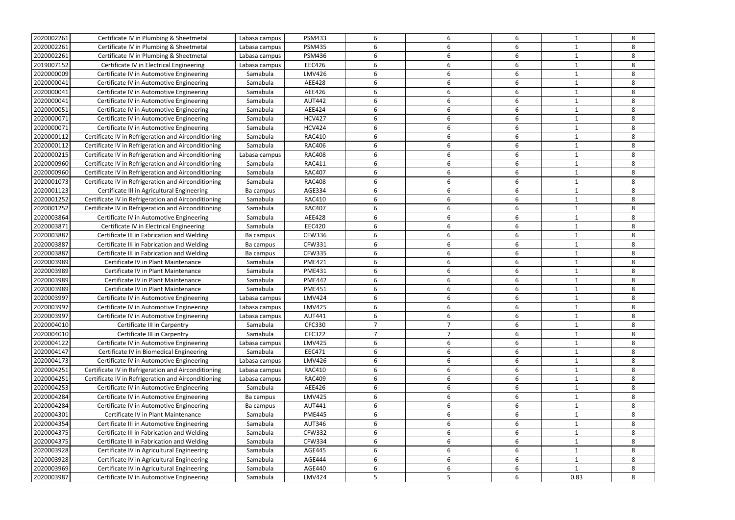| | | | | | | | | |
|---|---|---|---|---|---|---|---|---|
| 2020002261 | Certificate IV in Plumbing & Sheetmetal | Labasa campus | PSM433 | 6 | 6 | 6 | 1 | 8 |
| 2020002261 | Certificate IV in Plumbing & Sheetmetal | Labasa campus | PSM435 | 6 | 6 | 6 | 1 | 8 |
| 2020002261 | Certificate IV in Plumbing & Sheetmetal | Labasa campus | PSM436 | 6 | 6 | 6 | 1 | 8 |
| 2019007152 | Certificate IV in Electrical Engineering | Labasa campus | EEC426 | 6 | 6 | 6 | 1 | 8 |
| 2020000009 | Certificate IV in Automotive Engineering | Samabula | LMV426 | 6 | 6 | 6 | 1 | 8 |
| 2020000041 | Certificate IV in Automotive Engineering | Samabula | AEE428 | 6 | 6 | 6 | 1 | 8 |
| 2020000041 | Certificate IV in Automotive Engineering | Samabula | AEE426 | 6 | 6 | 6 | 1 | 8 |
| 2020000041 | Certificate IV in Automotive Engineering | Samabula | AUT442 | 6 | 6 | 6 | 1 | 8 |
| 2020000051 | Certificate IV in Automotive Engineering | Samabula | AEE424 | 6 | 6 | 6 | 1 | 8 |
| 2020000071 | Certificate IV in Automotive Engineering | Samabula | HCV427 | 6 | 6 | 6 | 1 | 8 |
| 2020000071 | Certificate IV in Automotive Engineering | Samabula | HCV424 | 6 | 6 | 6 | 1 | 8 |
| 2020000112 | Certificate IV in Refrigeration and Airconditioning | Samabula | RAC410 | 6 | 6 | 6 | 1 | 8 |
| 2020000112 | Certificate IV in Refrigeration and Airconditioning | Samabula | RAC406 | 6 | 6 | 6 | 1 | 8 |
| 2020000215 | Certificate IV in Refrigeration and Airconditioning | Labasa campus | RAC408 | 6 | 6 | 6 | 1 | 8 |
| 2020000960 | Certificate IV in Refrigeration and Airconditioning | Samabula | RAC411 | 6 | 6 | 6 | 1 | 8 |
| 2020000960 | Certificate IV in Refrigeration and Airconditioning | Samabula | RAC407 | 6 | 6 | 6 | 1 | 8 |
| 2020001073 | Certificate IV in Refrigeration and Airconditioning | Samabula | RAC408 | 6 | 6 | 6 | 1 | 8 |
| 2020001123 | Certificate III in Agricultural Engineering | Ba campus | AGE334 | 6 | 6 | 6 | 1 | 8 |
| 2020001252 | Certificate IV in Refrigeration and Airconditioning | Samabula | RAC410 | 6 | 6 | 6 | 1 | 8 |
| 2020001252 | Certificate IV in Refrigeration and Airconditioning | Samabula | RAC407 | 6 | 6 | 6 | 1 | 8 |
| 2020003864 | Certificate IV in Automotive Engineering | Samabula | AEE428 | 6 | 6 | 6 | 1 | 8 |
| 2020003871 | Certificate IV in Electrical Engineering | Samabula | EEC420 | 6 | 6 | 6 | 1 | 8 |
| 2020003887 | Certificate III in Fabrication and Welding | Ba campus | CFW336 | 6 | 6 | 6 | 1 | 8 |
| 2020003887 | Certificate III in Fabrication and Welding | Ba campus | CFW331 | 6 | 6 | 6 | 1 | 8 |
| 2020003887 | Certificate III in Fabrication and Welding | Ba campus | CFW335 | 6 | 6 | 6 | 1 | 8 |
| 2020003989 | Certificate IV in Plant Maintenance | Samabula | PME421 | 6 | 6 | 6 | 1 | 8 |
| 2020003989 | Certificate IV in Plant Maintenance | Samabula | PME431 | 6 | 6 | 6 | 1 | 8 |
| 2020003989 | Certificate IV in Plant Maintenance | Samabula | PME442 | 6 | 6 | 6 | 1 | 8 |
| 2020003989 | Certificate IV in Plant Maintenance | Samabula | PME451 | 6 | 6 | 6 | 1 | 8 |
| 2020003997 | Certificate IV in Automotive Engineering | Labasa campus | LMV424 | 6 | 6 | 6 | 1 | 8 |
| 2020003997 | Certificate IV in Automotive Engineering | Labasa campus | LMV425 | 6 | 6 | 6 | 1 | 8 |
| 2020003997 | Certificate IV in Automotive Engineering | Labasa campus | AUT441 | 6 | 6 | 6 | 1 | 8 |
| 2020004010 | Certificate III in Carpentry | Samabula | CFC330 | 7 | 7 | 6 | 1 | 8 |
| 2020004010 | Certificate III in Carpentry | Samabula | CFC322 | 7 | 7 | 6 | 1 | 8 |
| 2020004122 | Certificate IV in Automotive Engineering | Labasa campus | LMV425 | 6 | 6 | 6 | 1 | 8 |
| 2020004147 | Certificate IV in Biomedical Engineering | Samabula | EEC471 | 6 | 6 | 6 | 1 | 8 |
| 2020004173 | Certificate IV in Automotive Engineering | Labasa campus | LMV426 | 6 | 6 | 6 | 1 | 8 |
| 2020004251 | Certificate IV in Refrigeration and Airconditioning | Labasa campus | RAC410 | 6 | 6 | 6 | 1 | 8 |
| 2020004251 | Certificate IV in Refrigeration and Airconditioning | Labasa campus | RAC409 | 6 | 6 | 6 | 1 | 8 |
| 2020004253 | Certificate IV in Automotive Engineering | Samabula | AEE426 | 6 | 6 | 6 | 1 | 8 |
| 2020004284 | Certificate IV in Automotive Engineering | Ba campus | LMV425 | 6 | 6 | 6 | 1 | 8 |
| 2020004284 | Certificate IV in Automotive Engineering | Ba campus | AUT441 | 6 | 6 | 6 | 1 | 8 |
| 2020004301 | Certificate IV in Plant Maintenance | Samabula | PME445 | 6 | 6 | 6 | 1 | 8 |
| 2020004354 | Certificate III in Automotive Engineering | Samabula | AUT346 | 6 | 6 | 6 | 1 | 8 |
| 2020004375 | Certificate III in Fabrication and Welding | Samabula | CFW332 | 6 | 6 | 6 | 1 | 8 |
| 2020004375 | Certificate III in Fabrication and Welding | Samabula | CFW334 | 6 | 6 | 6 | 1 | 8 |
| 2020003928 | Certificate IV in Agricultural Engineering | Samabula | AGE445 | 6 | 6 | 6 | 1 | 8 |
| 2020003928 | Certificate IV in Agricultural Engineering | Samabula | AGE444 | 6 | 6 | 6 | 1 | 8 |
| 2020003969 | Certificate IV in Agricultural Engineering | Samabula | AGE440 | 6 | 6 | 6 | 1 | 8 |
| 2020003987 | Certificate IV in Automotive Engineering | Samabula | LMV424 | 5 | 5 | 6 | 0.83 | 8 |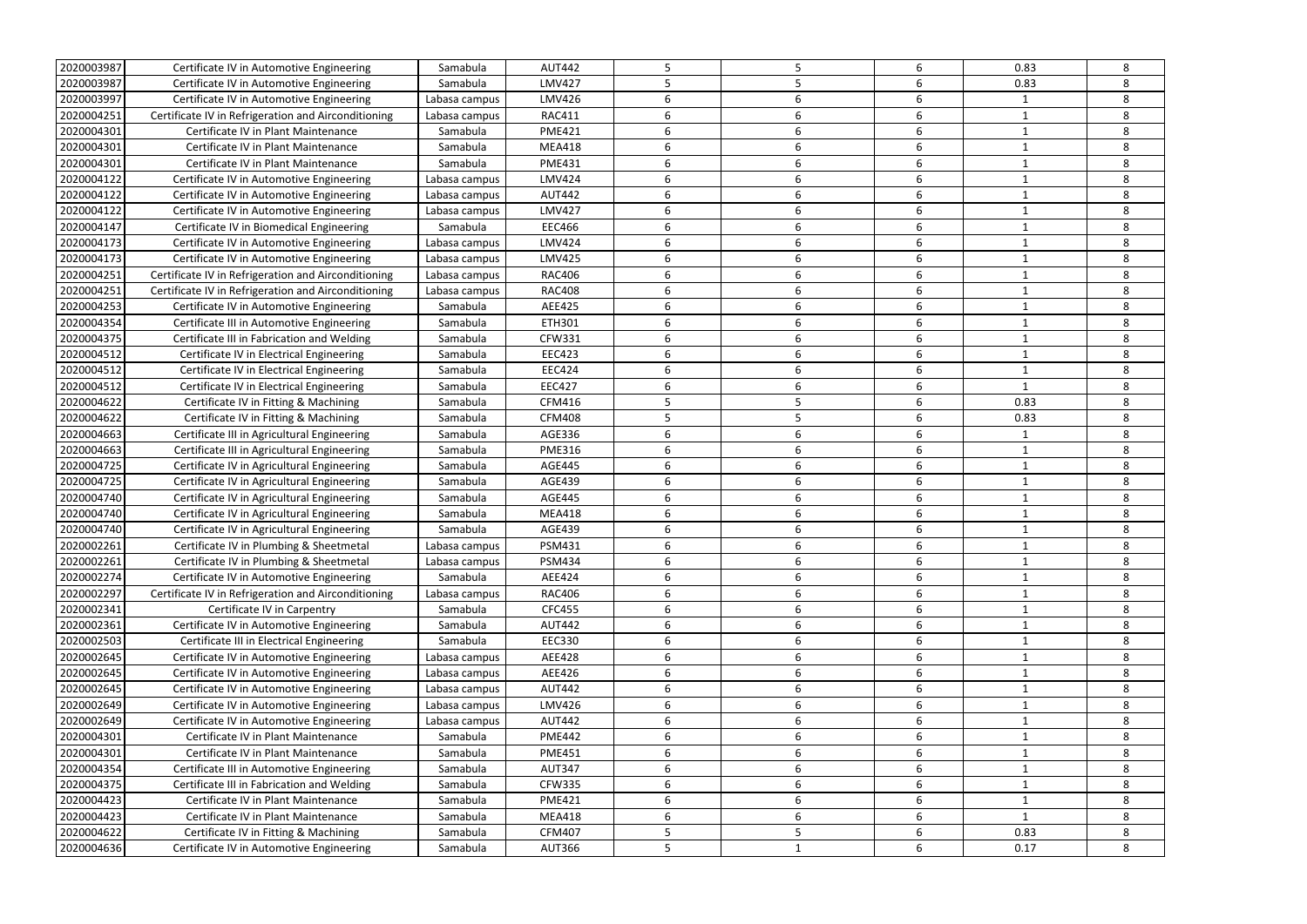| | | | | | | | | |
|---|---|---|---|---|---|---|---|---|
| 2020003987 | Certificate IV in Automotive Engineering | Samabula | AUT442 | 5 | 5 | 6 | 0.83 | 8 |
| 2020003987 | Certificate IV in Automotive Engineering | Samabula | LMV427 | 5 | 5 | 6 | 0.83 | 8 |
| 2020003997 | Certificate IV in Automotive Engineering | Labasa campus | LMV426 | 6 | 6 | 6 | 1 | 8 |
| 2020004251 | Certificate IV in Refrigeration and Airconditioning | Labasa campus | RAC411 | 6 | 6 | 6 | 1 | 8 |
| 2020004301 | Certificate IV in Plant Maintenance | Samabula | PME421 | 6 | 6 | 6 | 1 | 8 |
| 2020004301 | Certificate IV in Plant Maintenance | Samabula | MEA418 | 6 | 6 | 6 | 1 | 8 |
| 2020004301 | Certificate IV in Plant Maintenance | Samabula | PME431 | 6 | 6 | 6 | 1 | 8 |
| 2020004122 | Certificate IV in Automotive Engineering | Labasa campus | LMV424 | 6 | 6 | 6 | 1 | 8 |
| 2020004122 | Certificate IV in Automotive Engineering | Labasa campus | AUT442 | 6 | 6 | 6 | 1 | 8 |
| 2020004122 | Certificate IV in Automotive Engineering | Labasa campus | LMV427 | 6 | 6 | 6 | 1 | 8 |
| 2020004147 | Certificate IV in Biomedical Engineering | Samabula | EEC466 | 6 | 6 | 6 | 1 | 8 |
| 2020004173 | Certificate IV in Automotive Engineering | Labasa campus | LMV424 | 6 | 6 | 6 | 1 | 8 |
| 2020004173 | Certificate IV in Automotive Engineering | Labasa campus | LMV425 | 6 | 6 | 6 | 1 | 8 |
| 2020004251 | Certificate IV in Refrigeration and Airconditioning | Labasa campus | RAC406 | 6 | 6 | 6 | 1 | 8 |
| 2020004251 | Certificate IV in Refrigeration and Airconditioning | Labasa campus | RAC408 | 6 | 6 | 6 | 1 | 8 |
| 2020004253 | Certificate IV in Automotive Engineering | Samabula | AEE425 | 6 | 6 | 6 | 1 | 8 |
| 2020004354 | Certificate III in Automotive Engineering | Samabula | ETH301 | 6 | 6 | 6 | 1 | 8 |
| 2020004375 | Certificate III in Fabrication and Welding | Samabula | CFW331 | 6 | 6 | 6 | 1 | 8 |
| 2020004512 | Certificate IV in Electrical Engineering | Samabula | EEC423 | 6 | 6 | 6 | 1 | 8 |
| 2020004512 | Certificate IV in Electrical Engineering | Samabula | EEC424 | 6 | 6 | 6 | 1 | 8 |
| 2020004512 | Certificate IV in Electrical Engineering | Samabula | EEC427 | 6 | 6 | 6 | 1 | 8 |
| 2020004622 | Certificate IV in Fitting & Machining | Samabula | CFM416 | 5 | 5 | 6 | 0.83 | 8 |
| 2020004622 | Certificate IV in Fitting & Machining | Samabula | CFM408 | 5 | 5 | 6 | 0.83 | 8 |
| 2020004663 | Certificate III in Agricultural Engineering | Samabula | AGE336 | 6 | 6 | 6 | 1 | 8 |
| 2020004663 | Certificate III in Agricultural Engineering | Samabula | PME316 | 6 | 6 | 6 | 1 | 8 |
| 2020004725 | Certificate IV in Agricultural Engineering | Samabula | AGE445 | 6 | 6 | 6 | 1 | 8 |
| 2020004725 | Certificate IV in Agricultural Engineering | Samabula | AGE439 | 6 | 6 | 6 | 1 | 8 |
| 2020004740 | Certificate IV in Agricultural Engineering | Samabula | AGE445 | 6 | 6 | 6 | 1 | 8 |
| 2020004740 | Certificate IV in Agricultural Engineering | Samabula | MEA418 | 6 | 6 | 6 | 1 | 8 |
| 2020004740 | Certificate IV in Agricultural Engineering | Samabula | AGE439 | 6 | 6 | 6 | 1 | 8 |
| 2020002261 | Certificate IV in Plumbing & Sheetmetal | Labasa campus | PSM431 | 6 | 6 | 6 | 1 | 8 |
| 2020002261 | Certificate IV in Plumbing & Sheetmetal | Labasa campus | PSM434 | 6 | 6 | 6 | 1 | 8 |
| 2020002274 | Certificate IV in Automotive Engineering | Samabula | AEE424 | 6 | 6 | 6 | 1 | 8 |
| 2020002297 | Certificate IV in Refrigeration and Airconditioning | Labasa campus | RAC406 | 6 | 6 | 6 | 1 | 8 |
| 2020002341 | Certificate IV in Carpentry | Samabula | CFC455 | 6 | 6 | 6 | 1 | 8 |
| 2020002361 | Certificate IV in Automotive Engineering | Samabula | AUT442 | 6 | 6 | 6 | 1 | 8 |
| 2020002503 | Certificate III in Electrical Engineering | Samabula | EEC330 | 6 | 6 | 6 | 1 | 8 |
| 2020002645 | Certificate IV in Automotive Engineering | Labasa campus | AEE428 | 6 | 6 | 6 | 1 | 8 |
| 2020002645 | Certificate IV in Automotive Engineering | Labasa campus | AEE426 | 6 | 6 | 6 | 1 | 8 |
| 2020002645 | Certificate IV in Automotive Engineering | Labasa campus | AUT442 | 6 | 6 | 6 | 1 | 8 |
| 2020002649 | Certificate IV in Automotive Engineering | Labasa campus | LMV426 | 6 | 6 | 6 | 1 | 8 |
| 2020002649 | Certificate IV in Automotive Engineering | Labasa campus | AUT442 | 6 | 6 | 6 | 1 | 8 |
| 2020004301 | Certificate IV in Plant Maintenance | Samabula | PME442 | 6 | 6 | 6 | 1 | 8 |
| 2020004301 | Certificate IV in Plant Maintenance | Samabula | PME451 | 6 | 6 | 6 | 1 | 8 |
| 2020004354 | Certificate III in Automotive Engineering | Samabula | AUT347 | 6 | 6 | 6 | 1 | 8 |
| 2020004375 | Certificate III in Fabrication and Welding | Samabula | CFW335 | 6 | 6 | 6 | 1 | 8 |
| 2020004423 | Certificate IV in Plant Maintenance | Samabula | PME421 | 6 | 6 | 6 | 1 | 8 |
| 2020004423 | Certificate IV in Plant Maintenance | Samabula | MEA418 | 6 | 6 | 6 | 1 | 8 |
| 2020004622 | Certificate IV in Fitting & Machining | Samabula | CFM407 | 5 | 5 | 6 | 0.83 | 8 |
| 2020004636 | Certificate IV in Automotive Engineering | Samabula | AUT366 | 5 | 1 | 6 | 0.17 | 8 |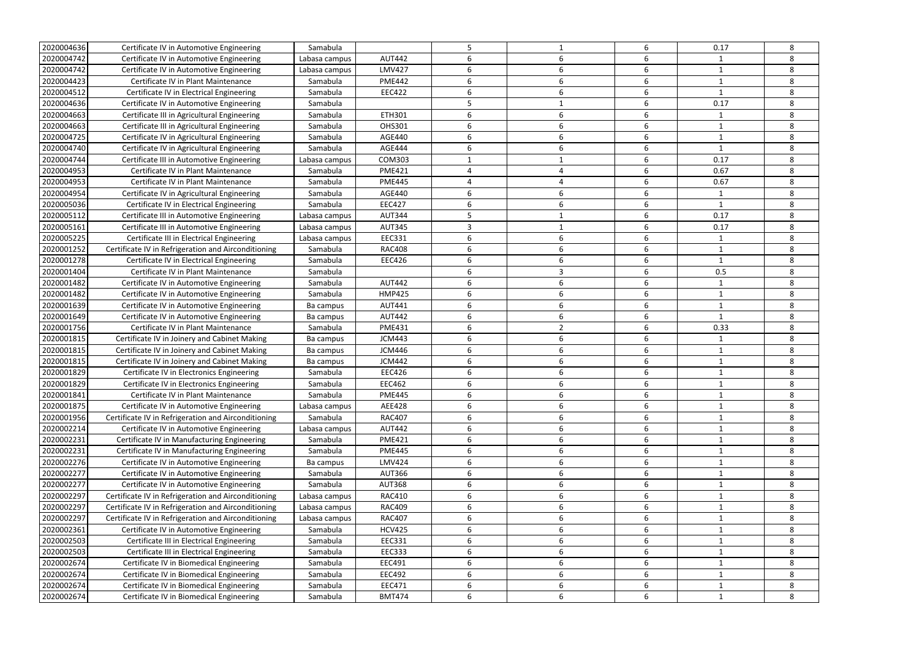| | | | | | | | | |
|---|---|---|---|---|---|---|---|---|
| 2020004636 | Certificate IV in Automotive Engineering | Samabula | | 5 | 1 | 6 | 0.17 | 8 |
| 2020004742 | Certificate IV in Automotive Engineering | Labasa campus | AUT442 | 6 | 6 | 6 | 1 | 8 |
| 2020004742 | Certificate IV in Automotive Engineering | Labasa campus | LMV427 | 6 | 6 | 6 | 1 | 8 |
| 2020004423 | Certificate IV in Plant Maintenance | Samabula | PME442 | 6 | 6 | 6 | 1 | 8 |
| 2020004512 | Certificate IV in Electrical Engineering | Samabula | EEC422 | 6 | 6 | 6 | 1 | 8 |
| 2020004636 | Certificate IV in Automotive Engineering | Samabula | | 5 | 1 | 6 | 0.17 | 8 |
| 2020004663 | Certificate III in Agricultural Engineering | Samabula | ETH301 | 6 | 6 | 6 | 1 | 8 |
| 2020004663 | Certificate III in Agricultural Engineering | Samabula | OHS301 | 6 | 6 | 6 | 1 | 8 |
| 2020004725 | Certificate IV in Agricultural Engineering | Samabula | AGE440 | 6 | 6 | 6 | 1 | 8 |
| 2020004740 | Certificate IV in Agricultural Engineering | Samabula | AGE444 | 6 | 6 | 6 | 1 | 8 |
| 2020004744 | Certificate III in Automotive Engineering | Labasa campus | COM303 | 1 | 1 | 6 | 0.17 | 8 |
| 2020004953 | Certificate IV in Plant Maintenance | Samabula | PME421 | 4 | 4 | 6 | 0.67 | 8 |
| 2020004953 | Certificate IV in Plant Maintenance | Samabula | PME445 | 4 | 4 | 6 | 0.67 | 8 |
| 2020004954 | Certificate IV in Agricultural Engineering | Samabula | AGE440 | 6 | 6 | 6 | 1 | 8 |
| 2020005036 | Certificate IV in Electrical Engineering | Samabula | EEC427 | 6 | 6 | 6 | 1 | 8 |
| 2020005112 | Certificate III in Automotive Engineering | Labasa campus | AUT344 | 5 | 1 | 6 | 0.17 | 8 |
| 2020005161 | Certificate III in Automotive Engineering | Labasa campus | AUT345 | 3 | 1 | 6 | 0.17 | 8 |
| 2020005225 | Certificate III in Electrical Engineering | Labasa campus | EEC331 | 6 | 6 | 6 | 1 | 8 |
| 2020001252 | Certificate IV in Refrigeration and Airconditioning | Samabula | RAC408 | 6 | 6 | 6 | 1 | 8 |
| 2020001278 | Certificate IV in Electrical Engineering | Samabula | EEC426 | 6 | 6 | 6 | 1 | 8 |
| 2020001404 | Certificate IV in Plant Maintenance | Samabula | | 6 | 3 | 6 | 0.5 | 8 |
| 2020001482 | Certificate IV in Automotive Engineering | Samabula | AUT442 | 6 | 6 | 6 | 1 | 8 |
| 2020001482 | Certificate IV in Automotive Engineering | Samabula | HMP425 | 6 | 6 | 6 | 1 | 8 |
| 2020001639 | Certificate IV in Automotive Engineering | Ba campus | AUT441 | 6 | 6 | 6 | 1 | 8 |
| 2020001649 | Certificate IV in Automotive Engineering | Ba campus | AUT442 | 6 | 6 | 6 | 1 | 8 |
| 2020001756 | Certificate IV in Plant Maintenance | Samabula | PME431 | 6 | 2 | 6 | 0.33 | 8 |
| 2020001815 | Certificate IV in Joinery and Cabinet Making | Ba campus | JCM443 | 6 | 6 | 6 | 1 | 8 |
| 2020001815 | Certificate IV in Joinery and Cabinet Making | Ba campus | JCM446 | 6 | 6 | 6 | 1 | 8 |
| 2020001815 | Certificate IV in Joinery and Cabinet Making | Ba campus | JCM442 | 6 | 6 | 6 | 1 | 8 |
| 2020001829 | Certificate IV in Electronics Engineering | Samabula | EEC426 | 6 | 6 | 6 | 1 | 8 |
| 2020001829 | Certificate IV in Electronics Engineering | Samabula | EEC462 | 6 | 6 | 6 | 1 | 8 |
| 2020001841 | Certificate IV in Plant Maintenance | Samabula | PME445 | 6 | 6 | 6 | 1 | 8 |
| 2020001875 | Certificate IV in Automotive Engineering | Labasa campus | AEE428 | 6 | 6 | 6 | 1 | 8 |
| 2020001956 | Certificate IV in Refrigeration and Airconditioning | Samabula | RAC407 | 6 | 6 | 6 | 1 | 8 |
| 2020002214 | Certificate IV in Automotive Engineering | Labasa campus | AUT442 | 6 | 6 | 6 | 1 | 8 |
| 2020002231 | Certificate IV in Manufacturing Engineering | Samabula | PME421 | 6 | 6 | 6 | 1 | 8 |
| 2020002231 | Certificate IV in Manufacturing Engineering | Samabula | PME445 | 6 | 6 | 6 | 1 | 8 |
| 2020002276 | Certificate IV in Automotive Engineering | Ba campus | LMV424 | 6 | 6 | 6 | 1 | 8 |
| 2020002277 | Certificate IV in Automotive Engineering | Samabula | AUT366 | 6 | 6 | 6 | 1 | 8 |
| 2020002277 | Certificate IV in Automotive Engineering | Samabula | AUT368 | 6 | 6 | 6 | 1 | 8 |
| 2020002297 | Certificate IV in Refrigeration and Airconditioning | Labasa campus | RAC410 | 6 | 6 | 6 | 1 | 8 |
| 2020002297 | Certificate IV in Refrigeration and Airconditioning | Labasa campus | RAC409 | 6 | 6 | 6 | 1 | 8 |
| 2020002297 | Certificate IV in Refrigeration and Airconditioning | Labasa campus | RAC407 | 6 | 6 | 6 | 1 | 8 |
| 2020002361 | Certificate IV in Automotive Engineering | Samabula | HCV425 | 6 | 6 | 6 | 1 | 8 |
| 2020002503 | Certificate III in Electrical Engineering | Samabula | EEC331 | 6 | 6 | 6 | 1 | 8 |
| 2020002503 | Certificate III in Electrical Engineering | Samabula | EEC333 | 6 | 6 | 6 | 1 | 8 |
| 2020002674 | Certificate IV in Biomedical Engineering | Samabula | EEC491 | 6 | 6 | 6 | 1 | 8 |
| 2020002674 | Certificate IV in Biomedical Engineering | Samabula | EEC492 | 6 | 6 | 6 | 1 | 8 |
| 2020002674 | Certificate IV in Biomedical Engineering | Samabula | EEC471 | 6 | 6 | 6 | 1 | 8 |
| 2020002674 | Certificate IV in Biomedical Engineering | Samabula | BMT474 | 6 | 6 | 6 | 1 | 8 |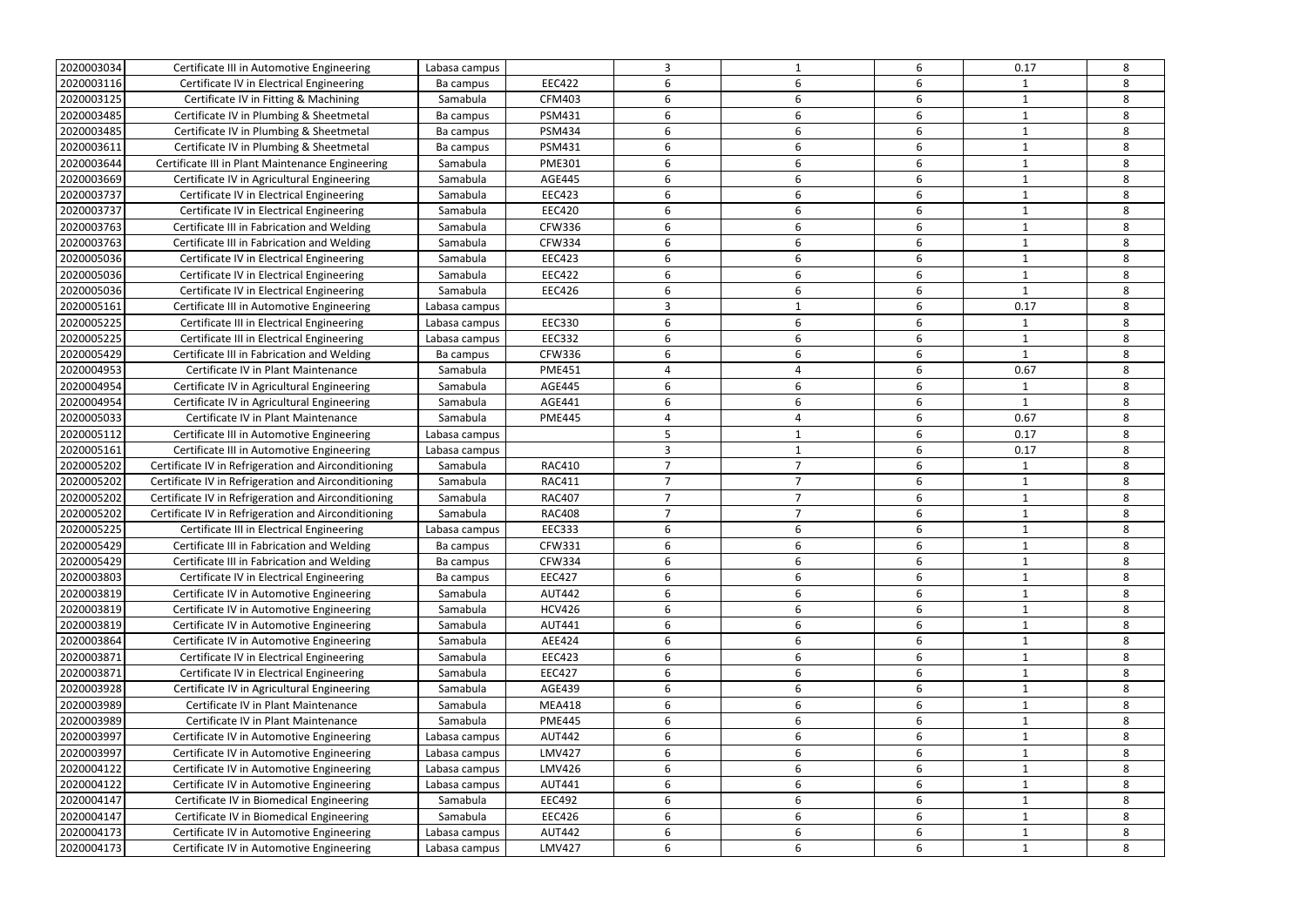| | | | | | | | | |
|---|---|---|---|---|---|---|---|---|
| 2020003034 | Certificate III in Automotive Engineering | Labasa campus | | 3 | 1 | 6 | 0.17 | 8 |
| 2020003116 | Certificate IV in Electrical Engineering | Ba campus | EEC422 | 6 | 6 | 6 | 1 | 8 |
| 2020003125 | Certificate IV in Fitting & Machining | Samabula | CFM403 | 6 | 6 | 6 | 1 | 8 |
| 2020003485 | Certificate IV in Plumbing & Sheetmetal | Ba campus | PSM431 | 6 | 6 | 6 | 1 | 8 |
| 2020003485 | Certificate IV in Plumbing & Sheetmetal | Ba campus | PSM434 | 6 | 6 | 6 | 1 | 8 |
| 2020003611 | Certificate IV in Plumbing & Sheetmetal | Ba campus | PSM431 | 6 | 6 | 6 | 1 | 8 |
| 2020003644 | Certificate III in Plant Maintenance Engineering | Samabula | PME301 | 6 | 6 | 6 | 1 | 8 |
| 2020003669 | Certificate IV in Agricultural Engineering | Samabula | AGE445 | 6 | 6 | 6 | 1 | 8 |
| 2020003737 | Certificate IV in Electrical Engineering | Samabula | EEC423 | 6 | 6 | 6 | 1 | 8 |
| 2020003737 | Certificate IV in Electrical Engineering | Samabula | EEC420 | 6 | 6 | 6 | 1 | 8 |
| 2020003763 | Certificate III in Fabrication and Welding | Samabula | CFW336 | 6 | 6 | 6 | 1 | 8 |
| 2020003763 | Certificate III in Fabrication and Welding | Samabula | CFW334 | 6 | 6 | 6 | 1 | 8 |
| 2020005036 | Certificate IV in Electrical Engineering | Samabula | EEC423 | 6 | 6 | 6 | 1 | 8 |
| 2020005036 | Certificate IV in Electrical Engineering | Samabula | EEC422 | 6 | 6 | 6 | 1 | 8 |
| 2020005036 | Certificate IV in Electrical Engineering | Samabula | EEC426 | 6 | 6 | 6 | 1 | 8 |
| 2020005161 | Certificate III in Automotive Engineering | Labasa campus | | 3 | 1 | 6 | 0.17 | 8 |
| 2020005225 | Certificate III in Electrical Engineering | Labasa campus | EEC330 | 6 | 6 | 6 | 1 | 8 |
| 2020005225 | Certificate III in Electrical Engineering | Labasa campus | EEC332 | 6 | 6 | 6 | 1 | 8 |
| 2020005429 | Certificate III in Fabrication and Welding | Ba campus | CFW336 | 6 | 6 | 6 | 1 | 8 |
| 2020004953 | Certificate IV in Plant Maintenance | Samabula | PME451 | 4 | 4 | 6 | 0.67 | 8 |
| 2020004954 | Certificate IV in Agricultural Engineering | Samabula | AGE445 | 6 | 6 | 6 | 1 | 8 |
| 2020004954 | Certificate IV in Agricultural Engineering | Samabula | AGE441 | 6 | 6 | 6 | 1 | 8 |
| 2020005033 | Certificate IV in Plant Maintenance | Samabula | PME445 | 4 | 4 | 6 | 0.67 | 8 |
| 2020005112 | Certificate III in Automotive Engineering | Labasa campus | | 5 | 1 | 6 | 0.17 | 8 |
| 2020005161 | Certificate III in Automotive Engineering | Labasa campus | | 3 | 1 | 6 | 0.17 | 8 |
| 2020005202 | Certificate IV in Refrigeration and Airconditioning | Samabula | RAC410 | 7 | 7 | 6 | 1 | 8 |
| 2020005202 | Certificate IV in Refrigeration and Airconditioning | Samabula | RAC411 | 7 | 7 | 6 | 1 | 8 |
| 2020005202 | Certificate IV in Refrigeration and Airconditioning | Samabula | RAC407 | 7 | 7 | 6 | 1 | 8 |
| 2020005202 | Certificate IV in Refrigeration and Airconditioning | Samabula | RAC408 | 7 | 7 | 6 | 1 | 8 |
| 2020005225 | Certificate III in Electrical Engineering | Labasa campus | EEC333 | 6 | 6 | 6 | 1 | 8 |
| 2020005429 | Certificate III in Fabrication and Welding | Ba campus | CFW331 | 6 | 6 | 6 | 1 | 8 |
| 2020005429 | Certificate III in Fabrication and Welding | Ba campus | CFW334 | 6 | 6 | 6 | 1 | 8 |
| 2020003803 | Certificate IV in Electrical Engineering | Ba campus | EEC427 | 6 | 6 | 6 | 1 | 8 |
| 2020003819 | Certificate IV in Automotive Engineering | Samabula | AUT442 | 6 | 6 | 6 | 1 | 8 |
| 2020003819 | Certificate IV in Automotive Engineering | Samabula | HCV426 | 6 | 6 | 6 | 1 | 8 |
| 2020003819 | Certificate IV in Automotive Engineering | Samabula | AUT441 | 6 | 6 | 6 | 1 | 8 |
| 2020003864 | Certificate IV in Automotive Engineering | Samabula | AEE424 | 6 | 6 | 6 | 1 | 8 |
| 2020003871 | Certificate IV in Electrical Engineering | Samabula | EEC423 | 6 | 6 | 6 | 1 | 8 |
| 2020003871 | Certificate IV in Electrical Engineering | Samabula | EEC427 | 6 | 6 | 6 | 1 | 8 |
| 2020003928 | Certificate IV in Agricultural Engineering | Samabula | AGE439 | 6 | 6 | 6 | 1 | 8 |
| 2020003989 | Certificate IV in Plant Maintenance | Samabula | MEA418 | 6 | 6 | 6 | 1 | 8 |
| 2020003989 | Certificate IV in Plant Maintenance | Samabula | PME445 | 6 | 6 | 6 | 1 | 8 |
| 2020003997 | Certificate IV in Automotive Engineering | Labasa campus | AUT442 | 6 | 6 | 6 | 1 | 8 |
| 2020003997 | Certificate IV in Automotive Engineering | Labasa campus | LMV427 | 6 | 6 | 6 | 1 | 8 |
| 2020004122 | Certificate IV in Automotive Engineering | Labasa campus | LMV426 | 6 | 6 | 6 | 1 | 8 |
| 2020004122 | Certificate IV in Automotive Engineering | Labasa campus | AUT441 | 6 | 6 | 6 | 1 | 8 |
| 2020004147 | Certificate IV in Biomedical Engineering | Samabula | EEC492 | 6 | 6 | 6 | 1 | 8 |
| 2020004147 | Certificate IV in Biomedical Engineering | Samabula | EEC426 | 6 | 6 | 6 | 1 | 8 |
| 2020004173 | Certificate IV in Automotive Engineering | Labasa campus | AUT442 | 6 | 6 | 6 | 1 | 8 |
| 2020004173 | Certificate IV in Automotive Engineering | Labasa campus | LMV427 | 6 | 6 | 6 | 1 | 8 |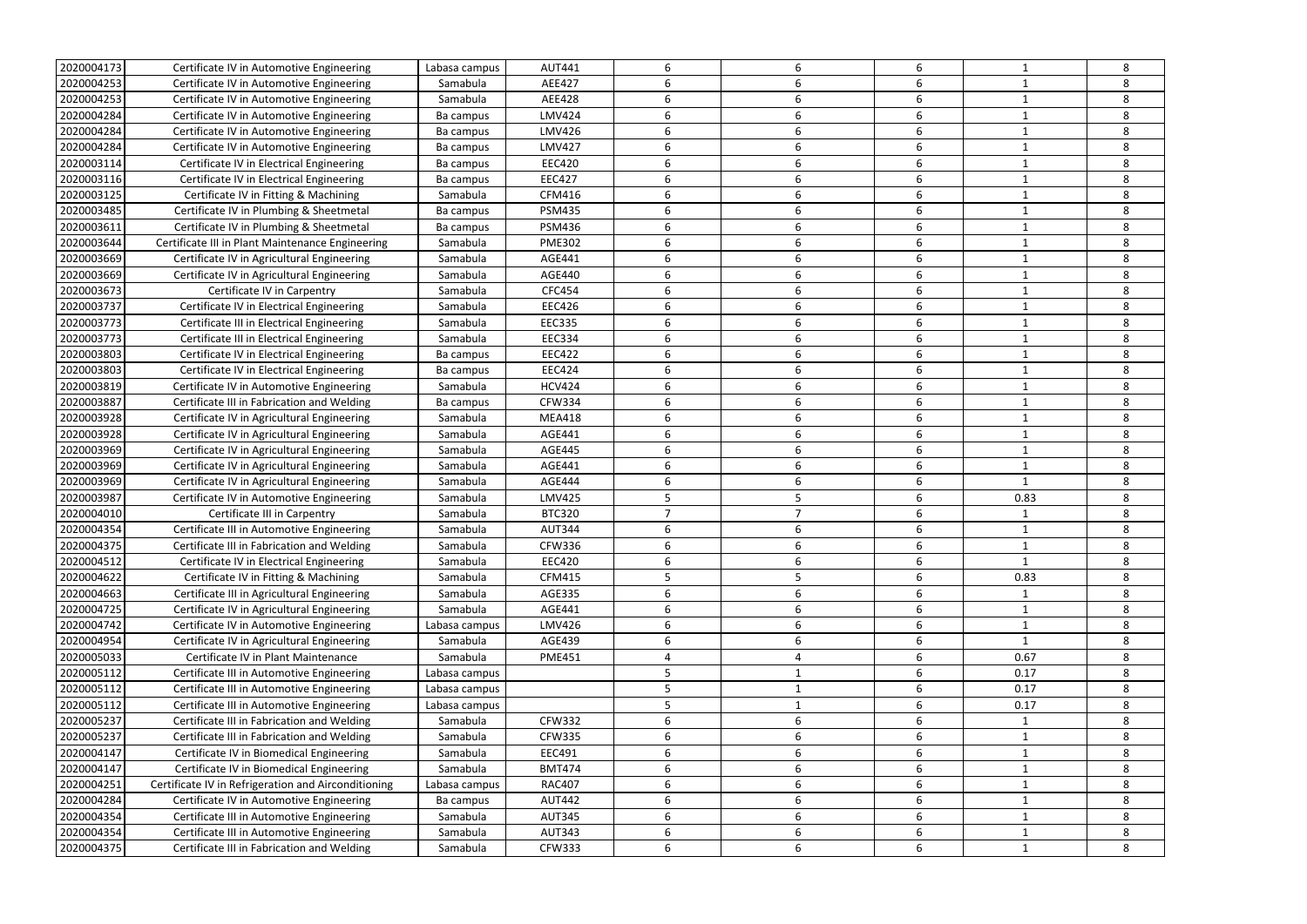| | | | | | | | | |
|---|---|---|---|---|---|---|---|---|
| 2020004173 | Certificate IV in Automotive Engineering | Labasa campus | AUT441 | 6 | 6 | 6 | 1 | 8 |
| 2020004253 | Certificate IV in Automotive Engineering | Samabula | AEE427 | 6 | 6 | 6 | 1 | 8 |
| 2020004253 | Certificate IV in Automotive Engineering | Samabula | AEE428 | 6 | 6 | 6 | 1 | 8 |
| 2020004284 | Certificate IV in Automotive Engineering | Ba campus | LMV424 | 6 | 6 | 6 | 1 | 8 |
| 2020004284 | Certificate IV in Automotive Engineering | Ba campus | LMV426 | 6 | 6 | 6 | 1 | 8 |
| 2020004284 | Certificate IV in Automotive Engineering | Ba campus | LMV427 | 6 | 6 | 6 | 1 | 8 |
| 2020003114 | Certificate IV in Electrical Engineering | Ba campus | EEC420 | 6 | 6 | 6 | 1 | 8 |
| 2020003116 | Certificate IV in Electrical Engineering | Ba campus | EEC427 | 6 | 6 | 6 | 1 | 8 |
| 2020003125 | Certificate IV in Fitting & Machining | Samabula | CFM416 | 6 | 6 | 6 | 1 | 8 |
| 2020003485 | Certificate IV in Plumbing & Sheetmetal | Ba campus | PSM435 | 6 | 6 | 6 | 1 | 8 |
| 2020003611 | Certificate IV in Plumbing & Sheetmetal | Ba campus | PSM436 | 6 | 6 | 6 | 1 | 8 |
| 2020003644 | Certificate III in Plant Maintenance Engineering | Samabula | PME302 | 6 | 6 | 6 | 1 | 8 |
| 2020003669 | Certificate IV in Agricultural Engineering | Samabula | AGE441 | 6 | 6 | 6 | 1 | 8 |
| 2020003669 | Certificate IV in Agricultural Engineering | Samabula | AGE440 | 6 | 6 | 6 | 1 | 8 |
| 2020003673 | Certificate IV in Carpentry | Samabula | CFC454 | 6 | 6 | 6 | 1 | 8 |
| 2020003737 | Certificate IV in Electrical Engineering | Samabula | EEC426 | 6 | 6 | 6 | 1 | 8 |
| 2020003773 | Certificate III in Electrical Engineering | Samabula | EEC335 | 6 | 6 | 6 | 1 | 8 |
| 2020003773 | Certificate III in Electrical Engineering | Samabula | EEC334 | 6 | 6 | 6 | 1 | 8 |
| 2020003803 | Certificate IV in Electrical Engineering | Ba campus | EEC422 | 6 | 6 | 6 | 1 | 8 |
| 2020003803 | Certificate IV in Electrical Engineering | Ba campus | EEC424 | 6 | 6 | 6 | 1 | 8 |
| 2020003819 | Certificate IV in Automotive Engineering | Samabula | HCV424 | 6 | 6 | 6 | 1 | 8 |
| 2020003887 | Certificate III in Fabrication and Welding | Ba campus | CFW334 | 6 | 6 | 6 | 1 | 8 |
| 2020003928 | Certificate IV in Agricultural Engineering | Samabula | MEA418 | 6 | 6 | 6 | 1 | 8 |
| 2020003928 | Certificate IV in Agricultural Engineering | Samabula | AGE441 | 6 | 6 | 6 | 1 | 8 |
| 2020003969 | Certificate IV in Agricultural Engineering | Samabula | AGE445 | 6 | 6 | 6 | 1 | 8 |
| 2020003969 | Certificate IV in Agricultural Engineering | Samabula | AGE441 | 6 | 6 | 6 | 1 | 8 |
| 2020003969 | Certificate IV in Agricultural Engineering | Samabula | AGE444 | 6 | 6 | 6 | 1 | 8 |
| 2020003987 | Certificate IV in Automotive Engineering | Samabula | LMV425 | 5 | 5 | 6 | 0.83 | 8 |
| 2020004010 | Certificate III in Carpentry | Samabula | BTC320 | 7 | 7 | 6 | 1 | 8 |
| 2020004354 | Certificate III in Automotive Engineering | Samabula | AUT344 | 6 | 6 | 6 | 1 | 8 |
| 2020004375 | Certificate III in Fabrication and Welding | Samabula | CFW336 | 6 | 6 | 6 | 1 | 8 |
| 2020004512 | Certificate IV in Electrical Engineering | Samabula | EEC420 | 6 | 6 | 6 | 1 | 8 |
| 2020004622 | Certificate IV in Fitting & Machining | Samabula | CFM415 | 5 | 5 | 6 | 0.83 | 8 |
| 2020004663 | Certificate III in Agricultural Engineering | Samabula | AGE335 | 6 | 6 | 6 | 1 | 8 |
| 2020004725 | Certificate IV in Agricultural Engineering | Samabula | AGE441 | 6 | 6 | 6 | 1 | 8 |
| 2020004742 | Certificate IV in Automotive Engineering | Labasa campus | LMV426 | 6 | 6 | 6 | 1 | 8 |
| 2020004954 | Certificate IV in Agricultural Engineering | Samabula | AGE439 | 6 | 6 | 6 | 1 | 8 |
| 2020005033 | Certificate IV in Plant Maintenance | Samabula | PME451 | 4 | 4 | 6 | 0.67 | 8 |
| 2020005112 | Certificate III in Automotive Engineering | Labasa campus | | 5 | 1 | 6 | 0.17 | 8 |
| 2020005112 | Certificate III in Automotive Engineering | Labasa campus | | 5 | 1 | 6 | 0.17 | 8 |
| 2020005112 | Certificate III in Automotive Engineering | Labasa campus | | 5 | 1 | 6 | 0.17 | 8 |
| 2020005237 | Certificate III in Fabrication and Welding | Samabula | CFW332 | 6 | 6 | 6 | 1 | 8 |
| 2020005237 | Certificate III in Fabrication and Welding | Samabula | CFW335 | 6 | 6 | 6 | 1 | 8 |
| 2020004147 | Certificate IV in Biomedical Engineering | Samabula | EEC491 | 6 | 6 | 6 | 1 | 8 |
| 2020004147 | Certificate IV in Biomedical Engineering | Samabula | BMT474 | 6 | 6 | 6 | 1 | 8 |
| 2020004251 | Certificate IV in Refrigeration and Airconditioning | Labasa campus | RAC407 | 6 | 6 | 6 | 1 | 8 |
| 2020004284 | Certificate IV in Automotive Engineering | Ba campus | AUT442 | 6 | 6 | 6 | 1 | 8 |
| 2020004354 | Certificate III in Automotive Engineering | Samabula | AUT345 | 6 | 6 | 6 | 1 | 8 |
| 2020004354 | Certificate III in Automotive Engineering | Samabula | AUT343 | 6 | 6 | 6 | 1 | 8 |
| 2020004375 | Certificate III in Fabrication and Welding | Samabula | CFW333 | 6 | 6 | 6 | 1 | 8 |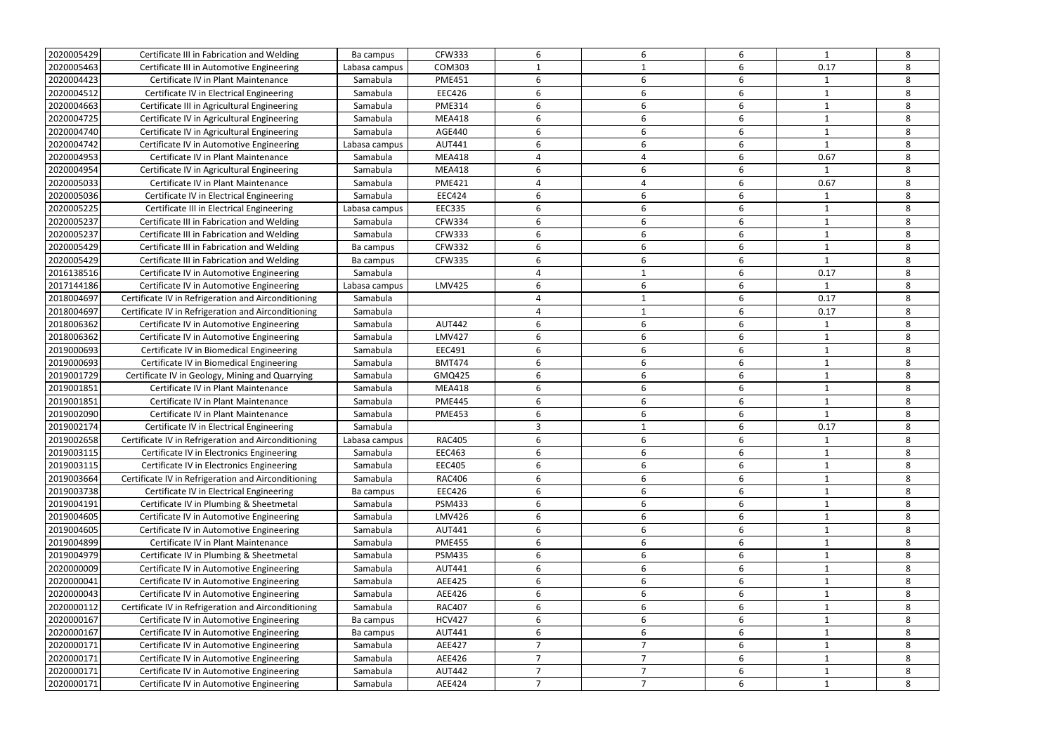| | | | | | | | | |
|---|---|---|---|---|---|---|---|---|
| 2020005429 | Certificate III in Fabrication and Welding | Ba campus | CFW333 | 6 | 6 | 6 | 1 | 8 |
| 2020005463 | Certificate III in Automotive Engineering | Labasa campus | COM303 | 1 | 1 | 6 | 0.17 | 8 |
| 2020004423 | Certificate IV in Plant Maintenance | Samabula | PME451 | 6 | 6 | 6 | 1 | 8 |
| 2020004512 | Certificate IV in Electrical Engineering | Samabula | EEC426 | 6 | 6 | 6 | 1 | 8 |
| 2020004663 | Certificate III in Agricultural Engineering | Samabula | PME314 | 6 | 6 | 6 | 1 | 8 |
| 2020004725 | Certificate IV in Agricultural Engineering | Samabula | MEA418 | 6 | 6 | 6 | 1 | 8 |
| 2020004740 | Certificate IV in Agricultural Engineering | Samabula | AGE440 | 6 | 6 | 6 | 1 | 8 |
| 2020004742 | Certificate IV in Automotive Engineering | Labasa campus | AUT441 | 6 | 6 | 6 | 1 | 8 |
| 2020004953 | Certificate IV in Plant Maintenance | Samabula | MEA418 | 4 | 4 | 6 | 0.67 | 8 |
| 2020004954 | Certificate IV in Agricultural Engineering | Samabula | MEA418 | 6 | 6 | 6 | 1 | 8 |
| 2020005033 | Certificate IV in Plant Maintenance | Samabula | PME421 | 4 | 4 | 6 | 0.67 | 8 |
| 2020005036 | Certificate IV in Electrical Engineering | Samabula | EEC424 | 6 | 6 | 6 | 1 | 8 |
| 2020005225 | Certificate III in Electrical Engineering | Labasa campus | EEC335 | 6 | 6 | 6 | 1 | 8 |
| 2020005237 | Certificate III in Fabrication and Welding | Samabula | CFW334 | 6 | 6 | 6 | 1 | 8 |
| 2020005237 | Certificate III in Fabrication and Welding | Samabula | CFW333 | 6 | 6 | 6 | 1 | 8 |
| 2020005429 | Certificate III in Fabrication and Welding | Ba campus | CFW332 | 6 | 6 | 6 | 1 | 8 |
| 2020005429 | Certificate III in Fabrication and Welding | Ba campus | CFW335 | 6 | 6 | 6 | 1 | 8 |
| 2016138516 | Certificate IV in Automotive Engineering | Samabula | | 4 | 1 | 6 | 0.17 | 8 |
| 2017144186 | Certificate IV in Automotive Engineering | Labasa campus | LMV425 | 6 | 6 | 6 | 1 | 8 |
| 2018004697 | Certificate IV in Refrigeration and Airconditioning | Samabula | | 4 | 1 | 6 | 0.17 | 8 |
| 2018004697 | Certificate IV in Refrigeration and Airconditioning | Samabula | | 4 | 1 | 6 | 0.17 | 8 |
| 2018006362 | Certificate IV in Automotive Engineering | Samabula | AUT442 | 6 | 6 | 6 | 1 | 8 |
| 2018006362 | Certificate IV in Automotive Engineering | Samabula | LMV427 | 6 | 6 | 6 | 1 | 8 |
| 2019000693 | Certificate IV in Biomedical Engineering | Samabula | EEC491 | 6 | 6 | 6 | 1 | 8 |
| 2019000693 | Certificate IV in Biomedical Engineering | Samabula | BMT474 | 6 | 6 | 6 | 1 | 8 |
| 2019001729 | Certificate IV in Geology, Mining and Quarrying | Samabula | GMQ425 | 6 | 6 | 6 | 1 | 8 |
| 2019001851 | Certificate IV in Plant Maintenance | Samabula | MEA418 | 6 | 6 | 6 | 1 | 8 |
| 2019001851 | Certificate IV in Plant Maintenance | Samabula | PME445 | 6 | 6 | 6 | 1 | 8 |
| 2019002090 | Certificate IV in Plant Maintenance | Samabula | PME453 | 6 | 6 | 6 | 1 | 8 |
| 2019002174 | Certificate IV in Electrical Engineering | Samabula | | 3 | 1 | 6 | 0.17 | 8 |
| 2019002658 | Certificate IV in Refrigeration and Airconditioning | Labasa campus | RAC405 | 6 | 6 | 6 | 1 | 8 |
| 2019003115 | Certificate IV in Electronics Engineering | Samabula | EEC463 | 6 | 6 | 6 | 1 | 8 |
| 2019003115 | Certificate IV in Electronics Engineering | Samabula | EEC405 | 6 | 6 | 6 | 1 | 8 |
| 2019003664 | Certificate IV in Refrigeration and Airconditioning | Samabula | RAC406 | 6 | 6 | 6 | 1 | 8 |
| 2019003738 | Certificate IV in Electrical Engineering | Ba campus | EEC426 | 6 | 6 | 6 | 1 | 8 |
| 2019004191 | Certificate IV in Plumbing & Sheetmetal | Samabula | PSM433 | 6 | 6 | 6 | 1 | 8 |
| 2019004605 | Certificate IV in Automotive Engineering | Samabula | LMV426 | 6 | 6 | 6 | 1 | 8 |
| 2019004605 | Certificate IV in Automotive Engineering | Samabula | AUT441 | 6 | 6 | 6 | 1 | 8 |
| 2019004899 | Certificate IV in Plant Maintenance | Samabula | PME455 | 6 | 6 | 6 | 1 | 8 |
| 2019004979 | Certificate IV in Plumbing & Sheetmetal | Samabula | PSM435 | 6 | 6 | 6 | 1 | 8 |
| 2020000009 | Certificate IV in Automotive Engineering | Samabula | AUT441 | 6 | 6 | 6 | 1 | 8 |
| 2020000041 | Certificate IV in Automotive Engineering | Samabula | AEE425 | 6 | 6 | 6 | 1 | 8 |
| 2020000043 | Certificate IV in Automotive Engineering | Samabula | AEE426 | 6 | 6 | 6 | 1 | 8 |
| 2020000112 | Certificate IV in Refrigeration and Airconditioning | Samabula | RAC407 | 6 | 6 | 6 | 1 | 8 |
| 2020000167 | Certificate IV in Automotive Engineering | Ba campus | HCV427 | 6 | 6 | 6 | 1 | 8 |
| 2020000167 | Certificate IV in Automotive Engineering | Ba campus | AUT441 | 6 | 6 | 6 | 1 | 8 |
| 2020000171 | Certificate IV in Automotive Engineering | Samabula | AEE427 | 7 | 7 | 6 | 1 | 8 |
| 2020000171 | Certificate IV in Automotive Engineering | Samabula | AEE426 | 7 | 7 | 6 | 1 | 8 |
| 2020000171 | Certificate IV in Automotive Engineering | Samabula | AUT442 | 7 | 7 | 6 | 1 | 8 |
| 2020000171 | Certificate IV in Automotive Engineering | Samabula | AEE424 | 7 | 7 | 6 | 1 | 8 |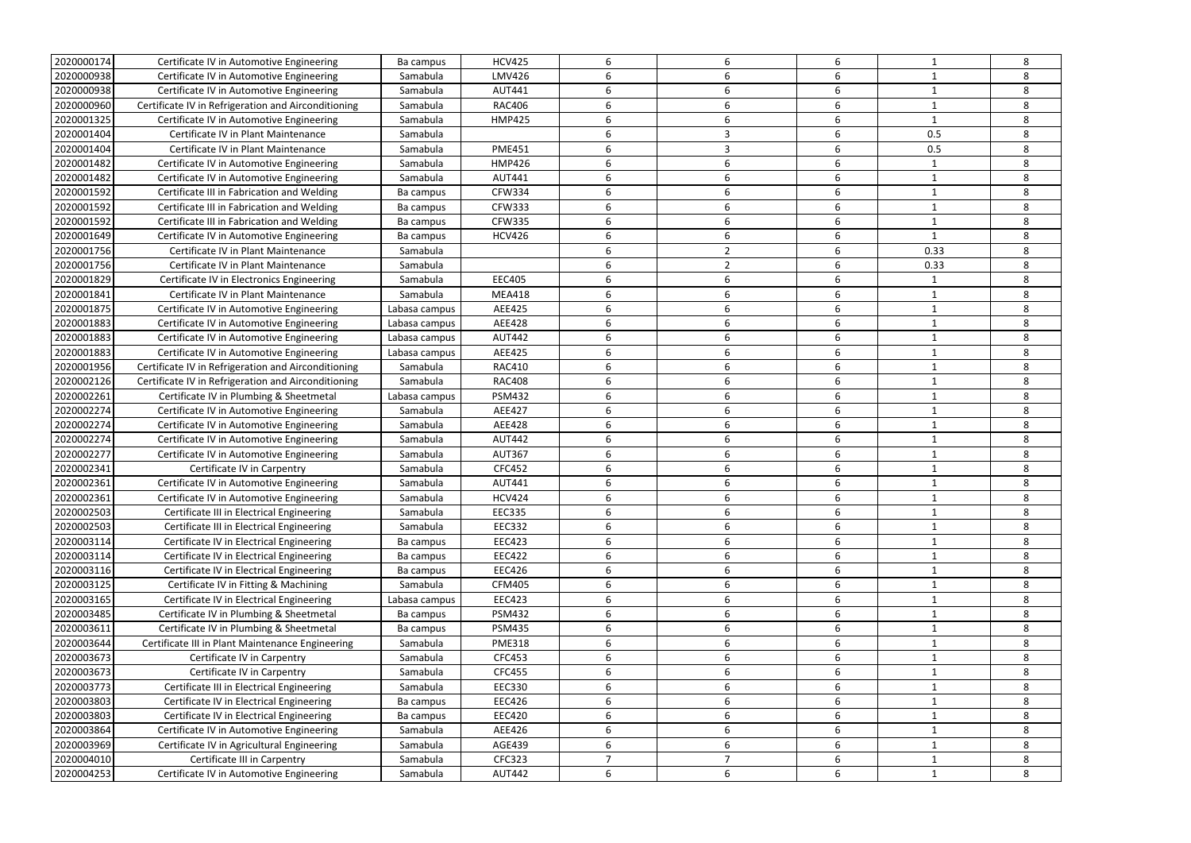| | | | | | | | | |
|---|---|---|---|---|---|---|---|---|
| 2020000174 | Certificate IV in Automotive Engineering | Ba campus | HCV425 | 6 | 6 | 6 | 1 | 8 |
| 2020000938 | Certificate IV in Automotive Engineering | Samabula | LMV426 | 6 | 6 | 6 | 1 | 8 |
| 2020000938 | Certificate IV in Automotive Engineering | Samabula | AUT441 | 6 | 6 | 6 | 1 | 8 |
| 2020000960 | Certificate IV in Refrigeration and Airconditioning | Samabula | RAC406 | 6 | 6 | 6 | 1 | 8 |
| 2020001325 | Certificate IV in Automotive Engineering | Samabula | HMP425 | 6 | 6 | 6 | 1 | 8 |
| 2020001404 | Certificate IV in Plant Maintenance | Samabula | | 6 | 3 | 6 | 0.5 | 8 |
| 2020001404 | Certificate IV in Plant Maintenance | Samabula | PME451 | 6 | 3 | 6 | 0.5 | 8 |
| 2020001482 | Certificate IV in Automotive Engineering | Samabula | HMP426 | 6 | 6 | 6 | 1 | 8 |
| 2020001482 | Certificate IV in Automotive Engineering | Samabula | AUT441 | 6 | 6 | 6 | 1 | 8 |
| 2020001592 | Certificate III in Fabrication and Welding | Ba campus | CFW334 | 6 | 6 | 6 | 1 | 8 |
| 2020001592 | Certificate III in Fabrication and Welding | Ba campus | CFW333 | 6 | 6 | 6 | 1 | 8 |
| 2020001592 | Certificate III in Fabrication and Welding | Ba campus | CFW335 | 6 | 6 | 6 | 1 | 8 |
| 2020001649 | Certificate IV in Automotive Engineering | Ba campus | HCV426 | 6 | 6 | 6 | 1 | 8 |
| 2020001756 | Certificate IV in Plant Maintenance | Samabula | | 6 | 2 | 6 | 0.33 | 8 |
| 2020001756 | Certificate IV in Plant Maintenance | Samabula | | 6 | 2 | 6 | 0.33 | 8 |
| 2020001829 | Certificate IV in Electronics Engineering | Samabula | EEC405 | 6 | 6 | 6 | 1 | 8 |
| 2020001841 | Certificate IV in Plant Maintenance | Samabula | MEA418 | 6 | 6 | 6 | 1 | 8 |
| 2020001875 | Certificate IV in Automotive Engineering | Labasa campus | AEE425 | 6 | 6 | 6 | 1 | 8 |
| 2020001883 | Certificate IV in Automotive Engineering | Labasa campus | AEE428 | 6 | 6 | 6 | 1 | 8 |
| 2020001883 | Certificate IV in Automotive Engineering | Labasa campus | AUT442 | 6 | 6 | 6 | 1 | 8 |
| 2020001883 | Certificate IV in Automotive Engineering | Labasa campus | AEE425 | 6 | 6 | 6 | 1 | 8 |
| 2020001956 | Certificate IV in Refrigeration and Airconditioning | Samabula | RAC410 | 6 | 6 | 6 | 1 | 8 |
| 2020002126 | Certificate IV in Refrigeration and Airconditioning | Samabula | RAC408 | 6 | 6 | 6 | 1 | 8 |
| 2020002261 | Certificate IV in Plumbing & Sheetmetal | Labasa campus | PSM432 | 6 | 6 | 6 | 1 | 8 |
| 2020002274 | Certificate IV in Automotive Engineering | Samabula | AEE427 | 6 | 6 | 6 | 1 | 8 |
| 2020002274 | Certificate IV in Automotive Engineering | Samabula | AEE428 | 6 | 6 | 6 | 1 | 8 |
| 2020002274 | Certificate IV in Automotive Engineering | Samabula | AUT442 | 6 | 6 | 6 | 1 | 8 |
| 2020002277 | Certificate IV in Automotive Engineering | Samabula | AUT367 | 6 | 6 | 6 | 1 | 8 |
| 2020002341 | Certificate IV in Carpentry | Samabula | CFC452 | 6 | 6 | 6 | 1 | 8 |
| 2020002361 | Certificate IV in Automotive Engineering | Samabula | AUT441 | 6 | 6 | 6 | 1 | 8 |
| 2020002361 | Certificate IV in Automotive Engineering | Samabula | HCV424 | 6 | 6 | 6 | 1 | 8 |
| 2020002503 | Certificate III in Electrical Engineering | Samabula | EEC335 | 6 | 6 | 6 | 1 | 8 |
| 2020002503 | Certificate III in Electrical Engineering | Samabula | EEC332 | 6 | 6 | 6 | 1 | 8 |
| 2020003114 | Certificate IV in Electrical Engineering | Ba campus | EEC423 | 6 | 6 | 6 | 1 | 8 |
| 2020003114 | Certificate IV in Electrical Engineering | Ba campus | EEC422 | 6 | 6 | 6 | 1 | 8 |
| 2020003116 | Certificate IV in Electrical Engineering | Ba campus | EEC426 | 6 | 6 | 6 | 1 | 8 |
| 2020003125 | Certificate IV in Fitting & Machining | Samabula | CFM405 | 6 | 6 | 6 | 1 | 8 |
| 2020003165 | Certificate IV in Electrical Engineering | Labasa campus | EEC423 | 6 | 6 | 6 | 1 | 8 |
| 2020003485 | Certificate IV in Plumbing & Sheetmetal | Ba campus | PSM432 | 6 | 6 | 6 | 1 | 8 |
| 2020003611 | Certificate IV in Plumbing & Sheetmetal | Ba campus | PSM435 | 6 | 6 | 6 | 1 | 8 |
| 2020003644 | Certificate III in Plant Maintenance Engineering | Samabula | PME318 | 6 | 6 | 6 | 1 | 8 |
| 2020003673 | Certificate IV in Carpentry | Samabula | CFC453 | 6 | 6 | 6 | 1 | 8 |
| 2020003673 | Certificate IV in Carpentry | Samabula | CFC455 | 6 | 6 | 6 | 1 | 8 |
| 2020003773 | Certificate III in Electrical Engineering | Samabula | EEC330 | 6 | 6 | 6 | 1 | 8 |
| 2020003803 | Certificate IV in Electrical Engineering | Ba campus | EEC426 | 6 | 6 | 6 | 1 | 8 |
| 2020003803 | Certificate IV in Electrical Engineering | Ba campus | EEC420 | 6 | 6 | 6 | 1 | 8 |
| 2020003864 | Certificate IV in Automotive Engineering | Samabula | AEE426 | 6 | 6 | 6 | 1 | 8 |
| 2020003969 | Certificate IV in Agricultural Engineering | Samabula | AGE439 | 6 | 6 | 6 | 1 | 8 |
| 2020004010 | Certificate III in Carpentry | Samabula | CFC323 | 7 | 7 | 6 | 1 | 8 |
| 2020004253 | Certificate IV in Automotive Engineering | Samabula | AUT442 | 6 | 6 | 6 | 1 | 8 |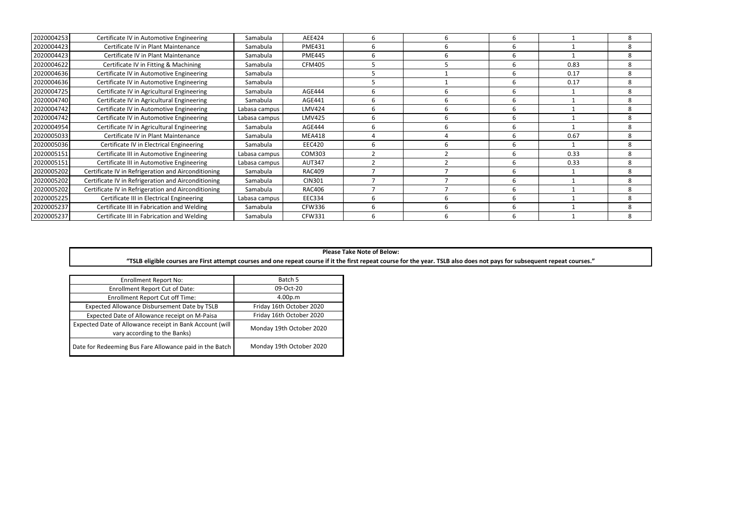| | | | | | | | | |
|---|---|---|---|---|---|---|---|---|
| 2020004253 | Certificate IV in Automotive Engineering | Samabula | AEE424 | 6 | 6 | 6 | 1 | 8 |
| 2020004423 | Certificate IV in Plant Maintenance | Samabula | PME431 | 6 | 6 | 6 | 1 | 8 |
| 2020004423 | Certificate IV in Plant Maintenance | Samabula | PME445 | 6 | 6 | 6 | 1 | 8 |
| 2020004622 | Certificate IV in Fitting & Machining | Samabula | CFM405 | 5 | 5 | 6 | 0.83 | 8 |
| 2020004636 | Certificate IV in Automotive Engineering | Samabula | | 5 | 1 | 6 | 0.17 | 8 |
| 2020004636 | Certificate IV in Automotive Engineering | Samabula | | 5 | 1 | 6 | 0.17 | 8 |
| 2020004725 | Certificate IV in Agricultural Engineering | Samabula | AGE444 | 6 | 6 | 6 | 1 | 8 |
| 2020004740 | Certificate IV in Agricultural Engineering | Samabula | AGE441 | 6 | 6 | 6 | 1 | 8 |
| 2020004742 | Certificate IV in Automotive Engineering | Labasa campus | LMV424 | 6 | 6 | 6 | 1 | 8 |
| 2020004742 | Certificate IV in Automotive Engineering | Labasa campus | LMV425 | 6 | 6 | 6 | 1 | 8 |
| 2020004954 | Certificate IV in Agricultural Engineering | Samabula | AGE444 | 6 | 6 | 6 | 1 | 8 |
| 2020005033 | Certificate IV in Plant Maintenance | Samabula | MEA418 | 4 | 4 | 6 | 0.67 | 8 |
| 2020005036 | Certificate IV in Electrical Engineering | Samabula | EEC420 | 6 | 6 | 6 | 1 | 8 |
| 2020005151 | Certificate III in Automotive Engineering | Labasa campus | COM303 | 2 | 2 | 6 | 0.33 | 8 |
| 2020005151 | Certificate III in Automotive Engineering | Labasa campus | AUT347 | 2 | 2 | 6 | 0.33 | 8 |
| 2020005202 | Certificate IV in Refrigeration and Airconditioning | Samabula | RAC409 | 7 | 7 | 6 | 1 | 8 |
| 2020005202 | Certificate IV in Refrigeration and Airconditioning | Samabula | CIN301 | 7 | 7 | 6 | 1 | 8 |
| 2020005202 | Certificate IV in Refrigeration and Airconditioning | Samabula | RAC406 | 7 | 7 | 6 | 1 | 8 |
| 2020005225 | Certificate III in Electrical Engineering | Labasa campus | EEC334 | 6 | 6 | 6 | 1 | 8 |
| 2020005237 | Certificate III in Fabrication and Welding | Samabula | CFW336 | 6 | 6 | 6 | 1 | 8 |
| 2020005237 | Certificate III in Fabrication and Welding | Samabula | CFW331 | 6 | 6 | 6 | 1 | 8 |

**Please Take Note of Below:**

**"TSLB eligible courses are First attempt courses and one repeat course if it the first repeat course for the year. TSLB also does not pays for subsequent repeat courses."**

| | |
|---|---|
| Enrollment Report No: | Batch 5 |
| Enrollment Report Cut of Date: | 09-Oct-20 |
| Enrollment Report Cut off Time: | 4.00p.m |
| Expected Allowance Disbursement Date by TSLB | Friday 16th October 2020 |
| Expected Date of Allowance receipt on M-Paisa | Friday 16th October 2020 |
| Expected Date of Allowance receipt in Bank Account (will vary according to the Banks) | Monday 19th October 2020 |
| Date for Redeeming Bus Fare Allowance paid in the Batch | Monday 19th October 2020 |